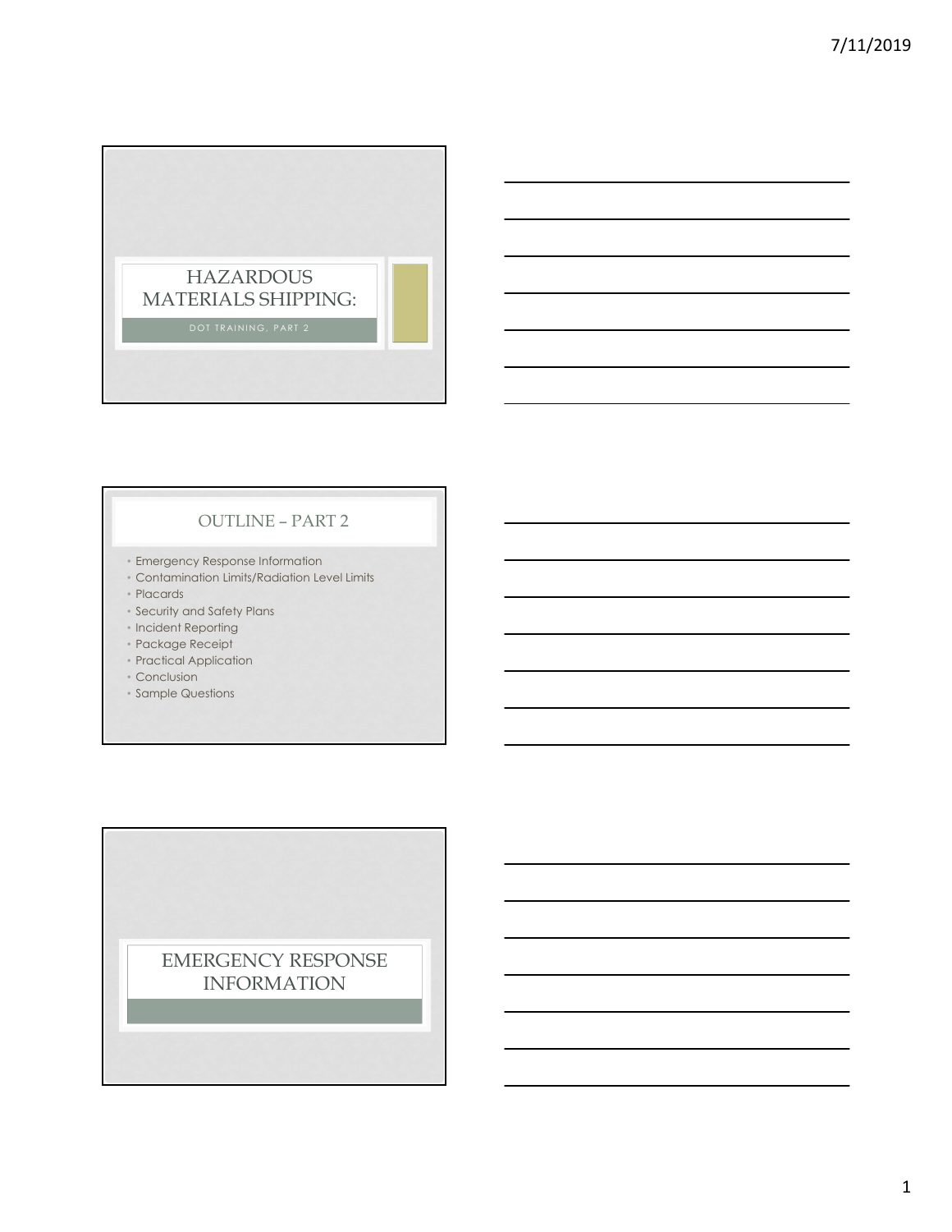# HAZARDOUS MATERIALS SHIPPING:

DOT TRAINING, PART 2

## OUTLINE – PART 2

- Emergency Response Information
- Contamination Limits/Radiation Level Limits
- Placards
- Security and Safety Plans
- Incident Reporting
- Package Receipt
- Practical Application
- Conclusion
- Sample Questions

## EMERGENCY RESPONSE INFORMATION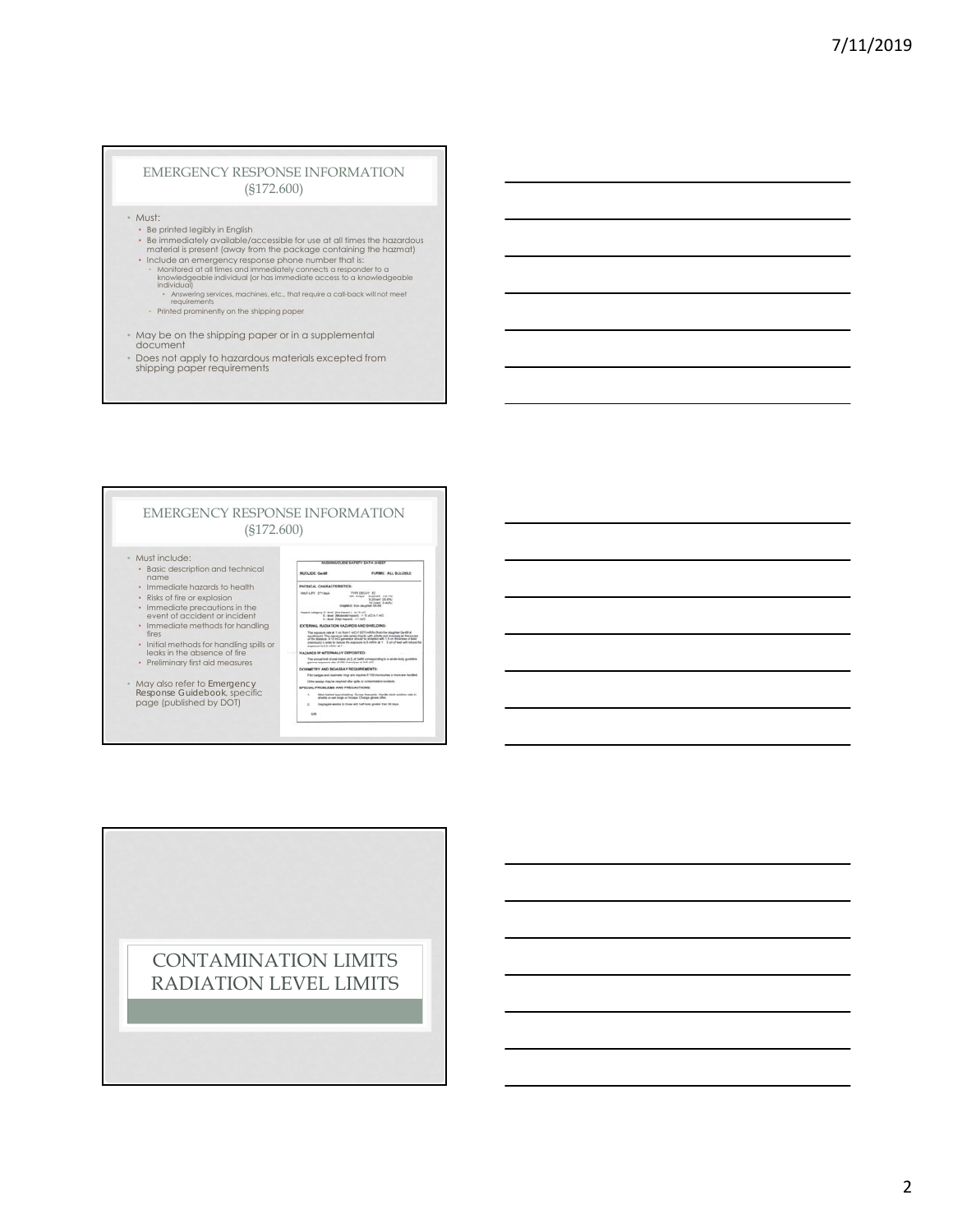## EMERGENCY RESPONSE INFORMATION (§172.600)

- Must:
  - Be printed legibly in English
  - Be immediately available/accessible for use at all times the hazardous material is present (away from the package containing the hazmat)
  - Include an emergency response phone number that is:
    - Monitored at all times and immediately connects a responder to a knowledgeable individual (or has immediate access to a knowledgeable individual)
      - Answering services, machines, etc., that require a call-back will not meet requirements
    - Printed prominently on the shipping paper
- May be on the shipping paper or in a supplemental document
- Does not apply to hazardous materials excepted from shipping paper requirements

## EMERGENCY RESPONSE INFORMATION (§172.600)

- Must include:
  - Basic description and technical name
  - Immediate hazards to health
  - Risks of fire or explosion
  - Immediate precautions in the event of accident or incident
  - Immediate methods for handling fires
  - Initial methods for handling spills or leaks in the absence of fire
  - Preliminary first aid measures
- May also refer to **Emergency Response Guidebook**, specific page (published by DOT)

## CONTAMINATION LIMITS RADIATION LEVEL LIMITS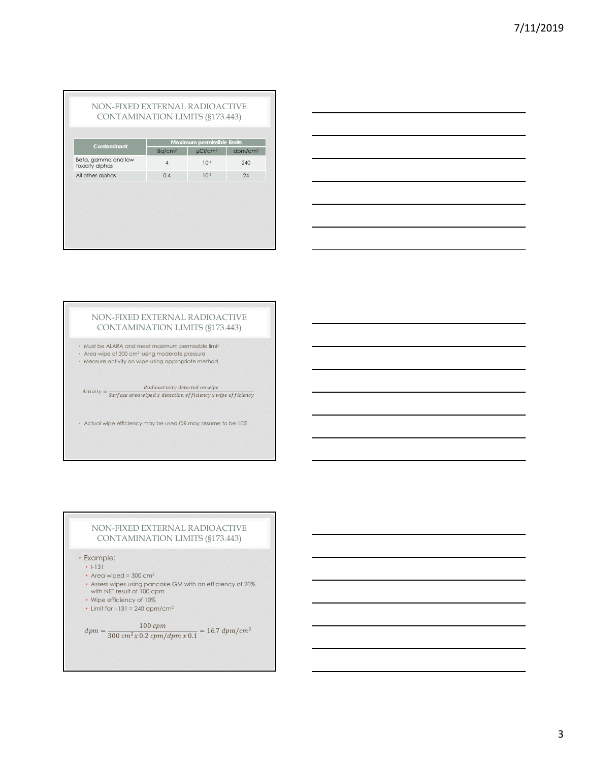## NON-FIXED EXTERNAL RADIOACTIVE CONTAMINATION LIMITS (§173.443)

| Contaminant | Maximum permissible limits | | |
|---|---|---|---|
| | Bq/cm² | μCi/cm² | dpm/cm² |
| Beta, gamma and low toxicity alphas | 4 | $10^{-4}$ | 240 |
| All other alphas | 0.4 | $10^{-5}$ | 24 |

## NON-FIXED EXTERNAL RADIOACTIVE CONTAMINATION LIMITS (§173.443)

- Must be ALARA and meet maximum permissible limit
- Area wipe of 300 cm² using moderate pressure
- Measure activity on wipe using appropriate method

$$Activity = \frac{Radioactivity\ detected\ on\ wipe}{Surface\ area\ wiped\ x\ detection\ efficiency\ x\ wipe\ efficiency}$$

- Actual wipe efficiency may be used OR may assume to be 10%

## NON-FIXED EXTERNAL RADIOACTIVE CONTAMINATION LIMITS (§173.443)

- Example:
  - I-131
  - Area wiped = 300 cm²
  - Assess wipes using pancake GM with an efficiency of 20% with NET result of 100 cpm
  - Wipe efficiency of 10%
  - Limit for I-131 = 240 dpm/cm²

$$dpm = \frac{100\ cpm}{300\ cm^2 x\ 0.2\ cpm/dpm\ x\ 0.1} = 16.7\ dpm/cm^2$$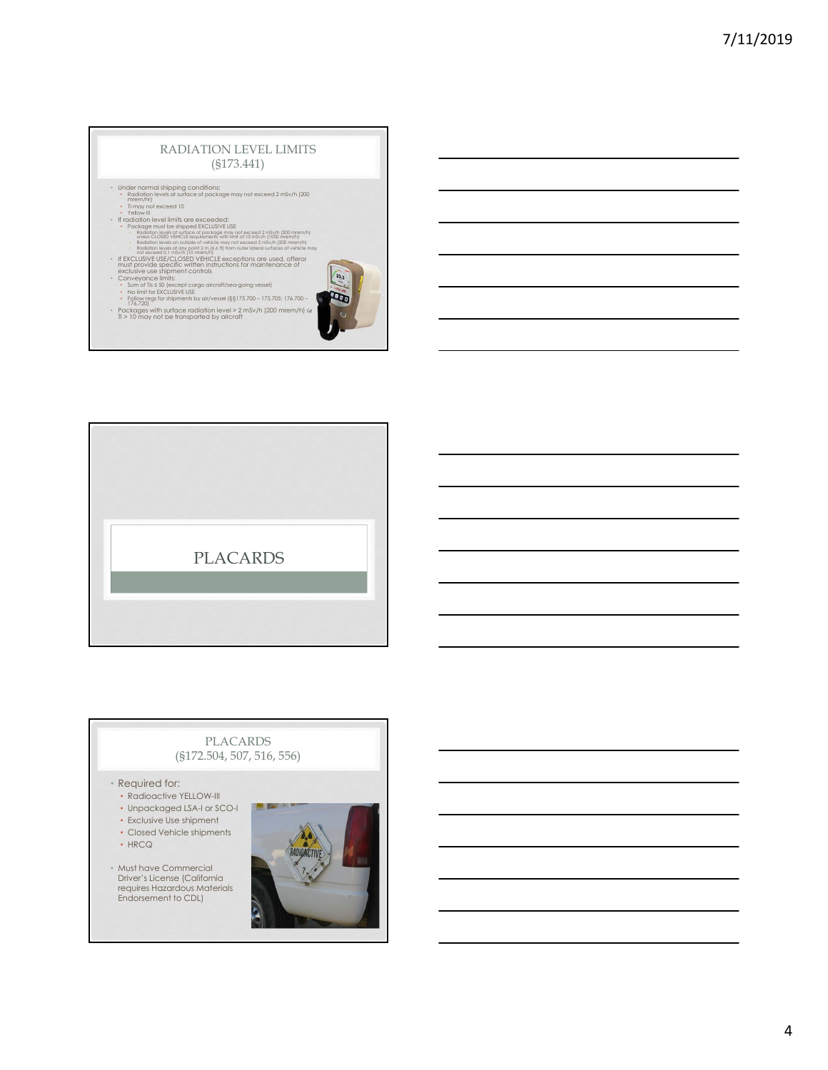## RADIATION LEVEL LIMITS (§173.441)

- Under normal shipping conditions:
  - Radiation levels at surface of package may not exceed 2 mSv/h (200 mrem/hr)
  - TI may not exceed 10
  - Yellow III
- If radiation level limits are exceeded:
  - Package must be shipped EXCLUSIVE USE
    - Radiation levels at surface of package may not exceed 2 mSv/h (200 mrem/h) unless CLOSED VEHICLE requirements with limit of 10 mSv/h (1000 mrem/h)
    - Radiation levels on outside of vehicle may not exceed 2 mSv/h (200 mrem/h)
    - Radiation levels at any point 2 m (6.6 ft) from outer lateral surfaces of vehicle may not exceed 0.1 mSv/h (10 mrem/h)
- If EXCLUSIVE USE/CLOSED VEHICLE exceptions are used, offeror must provide specific written instructions for maintenance of exclusive use shipment controls
- Conveyance limits:
  - Sum of TIs ≤ 50 (except cargo aircraft/sea-going vessel)
  - No limit for EXCLUSIVE USE
  - Follow regs for shipments by air/vessel (§§175.700 – 175.705; 176.700 – 176.720)
- Packages with surface radiation level > 2 mSv/h (200 mrem/h) or TI > 10 may not be transported by aircraft

## PLACARDS

## PLACARDS (§172.504, 507, 516, 556)

- Required for:
  - Radioactive YELLOW-III
  - Unpackaged LSA-I or SCO-I
  - Exclusive Use shipment
  - Closed Vehicle shipments
  - HRCQ
- Must have Commercial Driver's License (California requires Hazardous Materials Endorsement to CDL)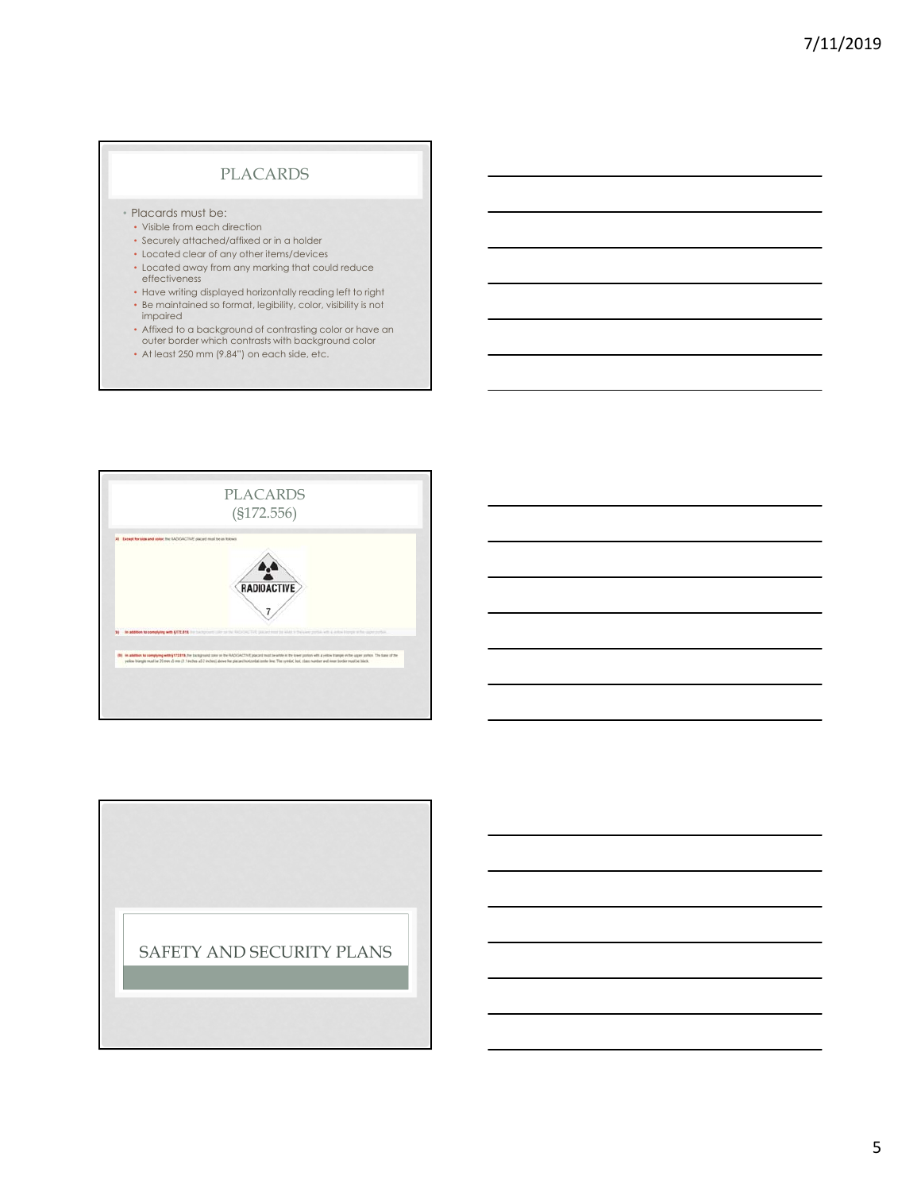## PLACARDS

- Placards must be:
  - Visible from each direction
  - Securely attached/affixed or in a holder
  - Located clear of any other items/devices
  - Located away from any marking that could reduce effectiveness
  - Have writing displayed horizontally reading left to right
  - Be maintained so format, legibility, color, visibility is not impaired
  - Affixed to a background of contrasting color or have an outer border which contrasts with background color
  - At least 250 mm (9.84") on each side, etc.

## PLACARDS (§172.556)

(a) Except for size and color, the RADIOACTIVE placard must be as follows:

RADIOACTIVE

7

(b) In addition to complying with §172.519, the background color on the RADIOACTIVE placard must be white in the lower portion with a yellow triangle in the upper portion. The base of the yellow triangle must be 29 mm ±5 mm (1.1 inches ±0.2 inches) above the placard horizontal center line. The symbol, text, class number and inner border must be black.

## SAFETY AND SECURITY PLANS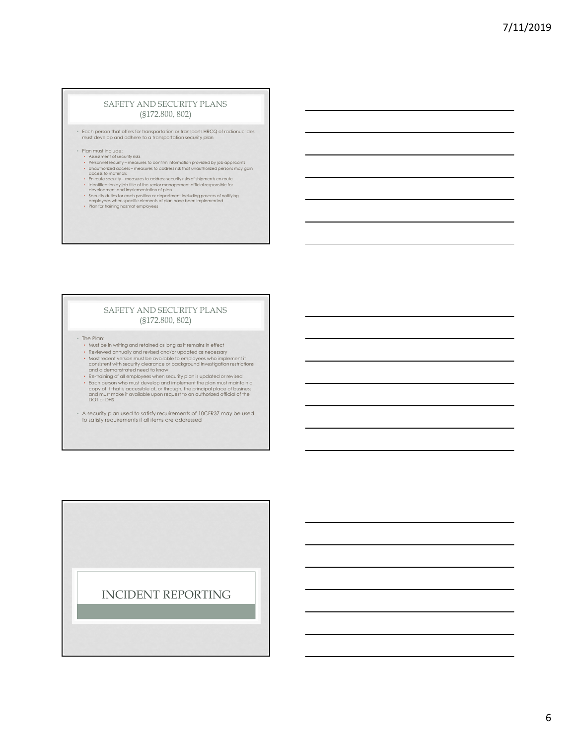## SAFETY AND SECURITY PLANS (§172.800, 802)

- Each person that offers for transportation or transports HRCQ of radionuclides must develop and adhere to a transportation security plan
- Plan must include:
  - Assessment of security risks
  - Personnel security – measures to confirm information provided by job applicants
  - Unauthorized access – measures to address risk that unauthorized persons may gain access to materials
  - En route security – measures to address security risks of shipments en route
  - Identification by job title of the senior management official responsible for development and implementation of plan
  - Security duties for each position or department including process of notifying employees when specific elements of plan have been implemented
  - Plan for training hazmat employees

## SAFETY AND SECURITY PLANS (§172.800, 802)

- The Plan:
  - Must be in writing and retained as long as it remains in effect
  - Reviewed annually and revised and/or updated as necessary
  - Most recent version must be available to employees who implement it consistent with security clearance or background investigation restrictions and a demonstrated need to know
  - Re-training of all employees when security plan is updated or revised
  - Each person who must develop and implement the plan must maintain a copy of it that is accessible at, or through, the principal place of business and must make it available upon request to an authorized official of the DOT or DHS.
- A security plan used to satisfy requirements of 10CFR37 may be used to satisfy requirements if all items are addressed

## INCIDENT REPORTING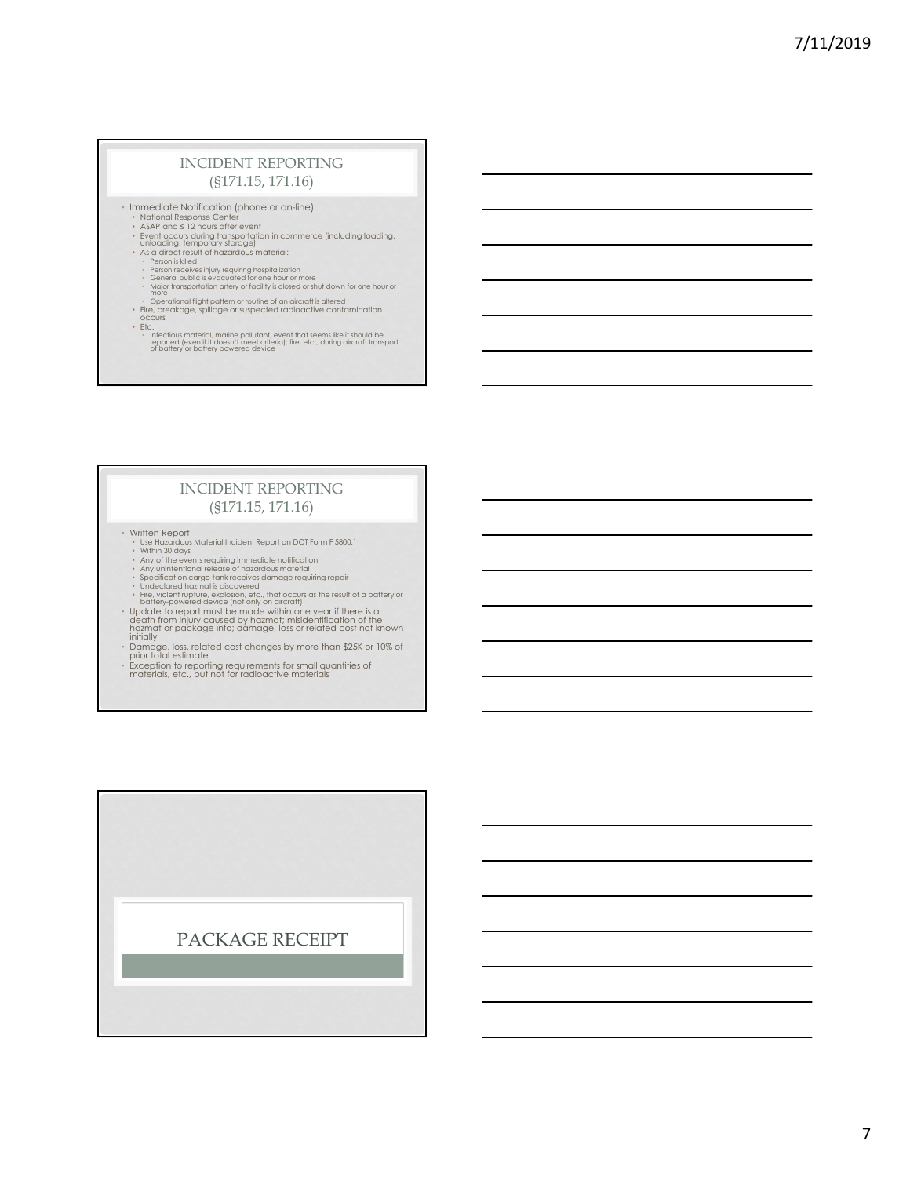## INCIDENT REPORTING (§171.15, 171.16)

- Immediate Notification (phone or on-line)
  - National Response Center
  - ASAP and ≤ 12 hours after event
  - Event occurs during transportation in commerce (including loading, unloading, temporary storage)
  - As a direct result of hazardous material:
    - Person is killed
    - Person receives injury requiring hospitalization
    - General public is evacuated for one hour or more
    - Major transportation artery or facility is closed or shut down for one hour or more
    - Operational flight pattern or routine of an aircraft is altered
  - Fire, breakage, spillage or suspected radioactive contamination occurs
  - Etc.
    - Infectious material, marine pollutant, event that seems like it should be reported (even if it doesn't meet criteria); fire, etc., during aircraft transport of battery or battery powered device

## INCIDENT REPORTING (§171.15, 171.16)

- Written Report
  - Use Hazardous Material Incident Report on DOT Form F 5800.1
  - Within 30 days
  - Any of the events requiring immediate notification
  - Any unintentional release of hazardous material
  - Specification cargo tank receives damage requiring repair
  - Undeclared hazmat is discovered
  - Fire, violent rupture, explosion, etc., that occurs as the result of a battery or battery-powered device (not only on aircraft)
- Update to report must be made within one year if there is a death from injury caused by hazmat; misidentification of the hazmat or package info; damage, loss or related cost not known initially
- Damage, loss, related cost changes by more than $25K or 10% of prior total estimate
- Exception to reporting requirements for small quantities of materials, etc., but not for radioactive materials

## PACKAGE RECEIPT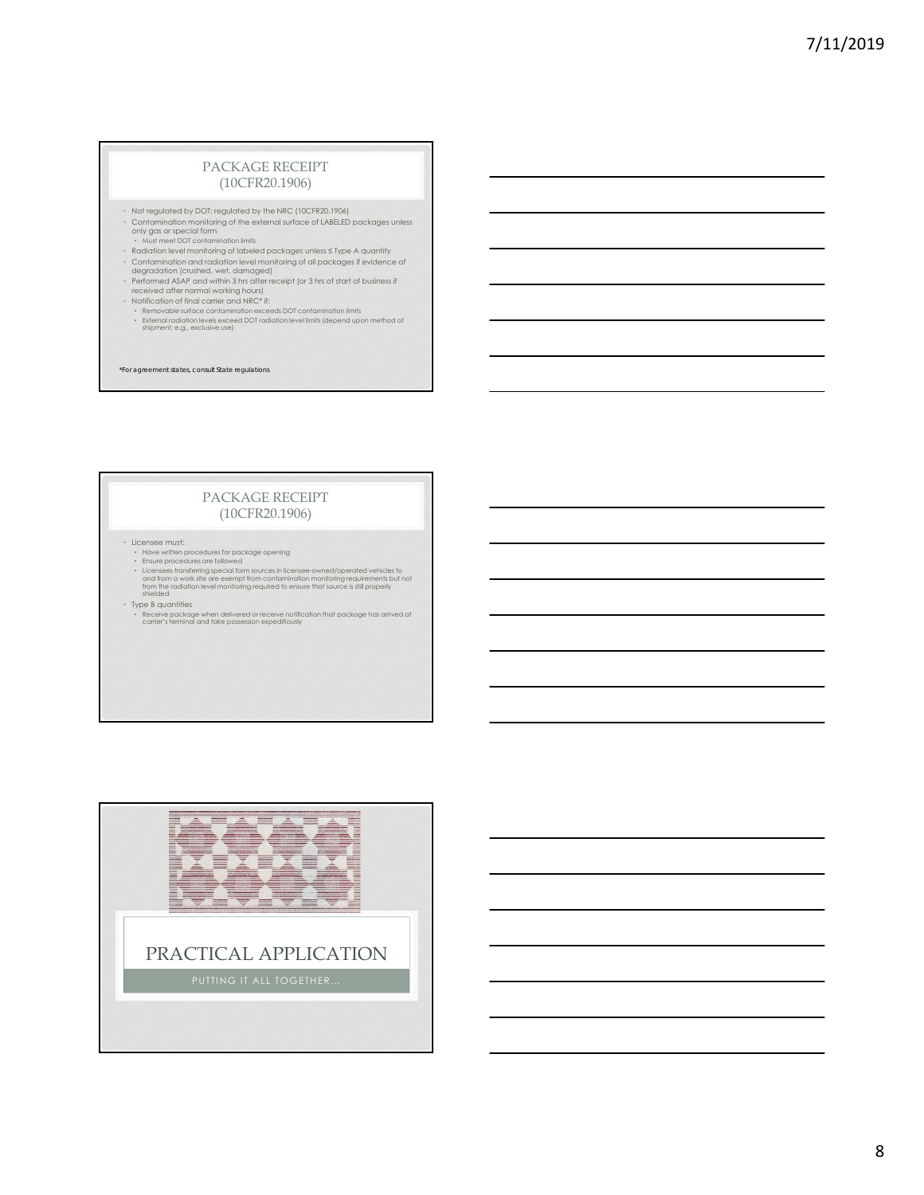## PACKAGE RECEIPT (10CFR20.1906)

- Not regulated by DOT; regulated by the NRC (10CFR20.1906)
- Contamination monitoring of the external surface of LABELED packages unless only gas or special form
  - Must meet DOT contamination limits
- Radiation level monitoring of labeled packages unless ≤ Type A quantity
- Contamination and radiation level monitoring of all packages if evidence of degradation (crushed, wet, damaged)
- Performed ASAP and within 3 hrs after receipt (or 3 hrs of start of business if received after normal working hours)
- Notification of final carrier and NRC* if:
  - Removable surface contamination exceeds DOT contamination limits
  - External radiation levels exceed DOT radiation level limits (depend upon method of shipment; e.g., exclusive use)

*For agreement states, consult State regulations

## PACKAGE RECEIPT (10CFR20.1906)

- Licensee must:
  - Have written procedures for package opening
  - Ensure procedures are followed
  - Licensees transferring special form sources in licensee-owned/operated vehicles to and from a work site are exempt from contamination monitoring requirements but not from the radiation level monitoring required to ensure that source is still properly shielded
- Type B quantities
  - Receive package when delivered or receive notification that package has arrived at carrier's terminal and take possession expeditiously

# PRACTICAL APPLICATION

PUTTING IT ALL TOGETHER...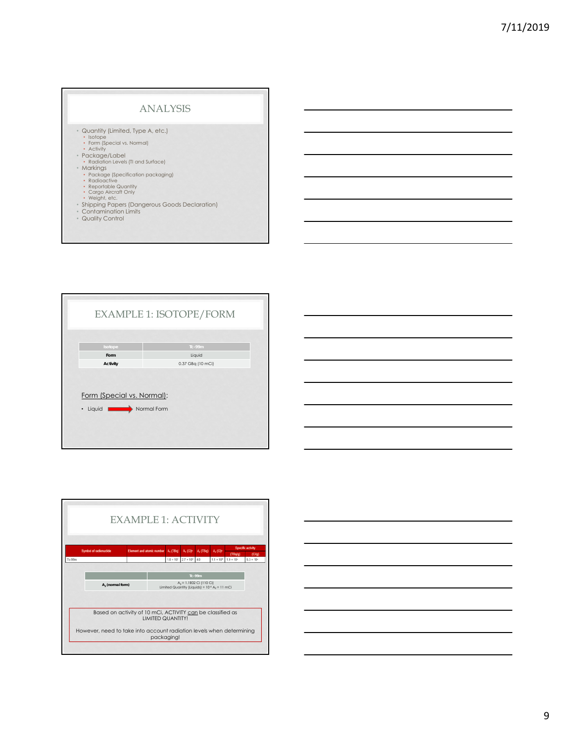## ANALYSIS

- Quantity (Limited, Type A, etc.)
  - Isotope
  - Form (Special vs. Normal)
  - Activity
- Package/Label
  - Radiation Levels (TI and Surface)
- Markings
  - Package (Specification packaging)
  - Radioactive
  - Reportable Quantity
  - Cargo Aircraft Only
  - Weight, etc.
- Shipping Papers (Dangerous Goods Declaration)
- Contamination Limits
- Quality Control

## EXAMPLE 1: ISOTOPE/FORM

| Isotope | Tc-99m |
|---|---|
| Form | Liquid |
| Activity | 0.37 GBq (10 mCi) |

Form (Special vs. Normal):

- Liquid → Normal Form

## EXAMPLE 1: ACTIVITY

| Symbol of radionuclide | Element and atomic number | $A_1$ (TBq) | $A_1$ (Ci)[b] | $A_2$ (TBq) | $A_2$ (Ci)[b] | Specific activity (TBq/g) | Specific activity (Ci/g) |
|---|---|---|---|---|---|---|---|
| Tc-99m | | $1.0 \times 10^1$ | $2.7 \times 10^2$ | 4.0 | $1.1 \times 10^2$ | $1.9 \times 10^5$ | $5.3 \times 10^6$ |

| | Tc-99m |
|---|---|
| $A_2$ (normal form) | $A_2$ = 1.1E02 Ci (110 Ci)<br>Limited Quantity (Liquids) = $10^{-4}$ $A_2$ = 11 mCi |

Based on activity of 10 mCi, ACTIVITY can be classified as LIMITED QUANTITY!

However, need to take into account radiation levels when determining packaging!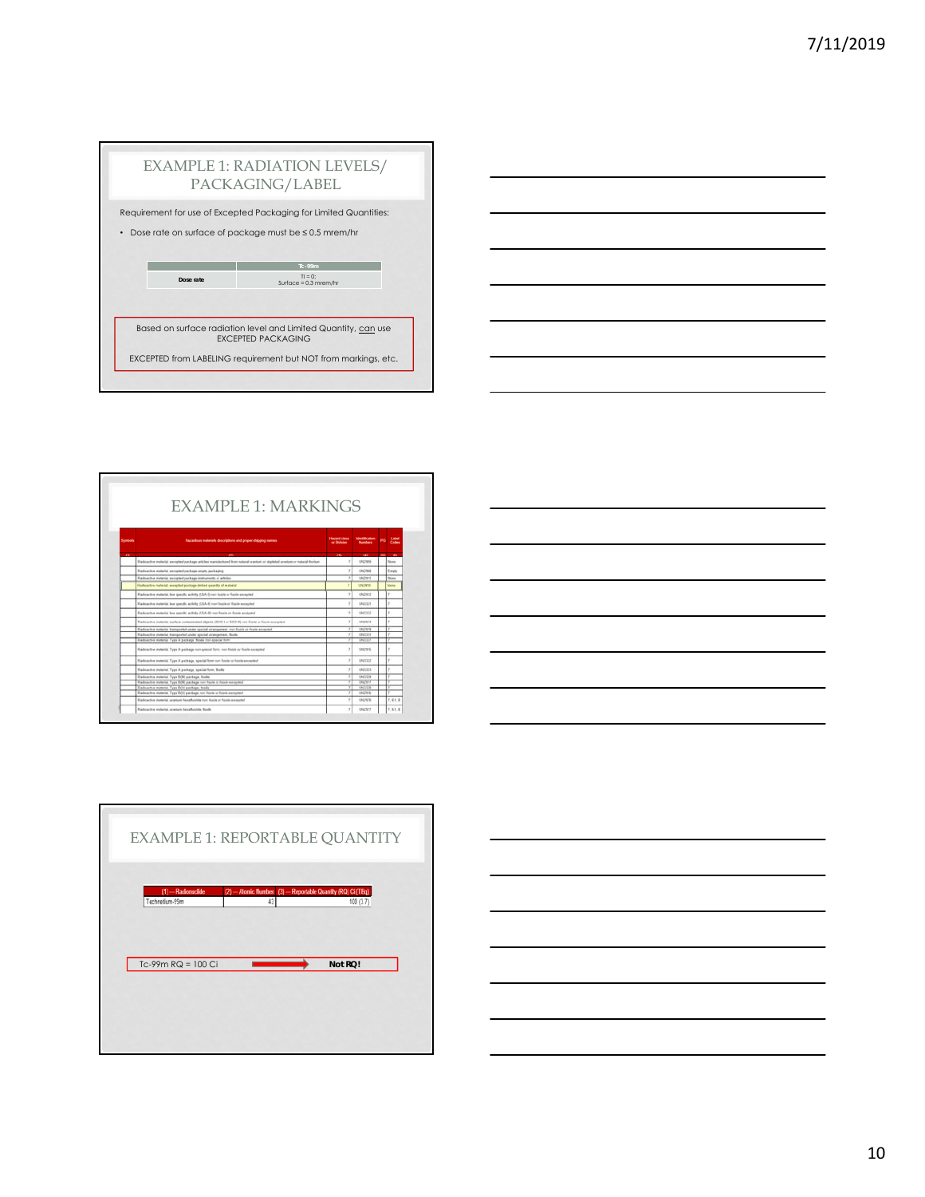## EXAMPLE 1: RADIATION LEVELS/ PACKAGING/LABEL

Requirement for use of Excepted Packaging for Limited Quantities:

- Dose rate on surface of package must be ≤ 0.5 mrem/hr

| | Tc-99m |
|---|---|
| Dose rate | TI = 0; Surface = 0.3 mrem/hr |

Based on surface radiation level and Limited Quantity, can use EXCEPTED PACKAGING

EXCEPTED from LABELING requirement but NOT from markings, etc.

## EXAMPLE 1: MARKINGS

| Symbols | Hazardous materials descriptions and proper shipping names | Hazard class or Division | Identification Numbers | PG | Label Codes |
|---|---|---|---|---|---|
| (1) | (2) | (3) | (4) | (5) | (6) |
| | Radioactive material, excepted package-articles manufactured from natural uranium or depleted uranium or natural thorium | 7 | UN2909 | | None |
| | Radioactive material, excepted package-empty packaging | 7 | UN2908 | | Empty |
| | Radioactive material, excepted package-instruments or articles | 7 | UN2911 | | None |
| | Radioactive material, excepted package-limited quantity of material | 7 | UN2910 | | None |
| | Radioactive material, low specific activity (LSA-I) non fissile or fissile-excepted | 7 | UN2912 | | 7 |
| | Radioactive material, low specific activity (LSA-II) non fissile or fissile-excepted | 7 | UN3321 | | 7 |
| | Radioactive material, low specific activity (LSA-III) non fissile or fissile excepted | 7 | UN3322 | | 7 |
| | Radioactive material, surface contaminated objects (SCO-I or SCO-II) non fissile or fissile excepted | 7 | UN2913 | | 7 |
| | Radioactive material, transported under special arrangement, non fissile or fissile excepted | 7 | UN2919 | | 7 |
| | Radioactive material, transported under special arrangement, fissile | 7 | UN3331 | | 7 |
| | Radioactive material, Type A package, fissile non-special form | 7 | UN3327 | | 7 |
| | Radioactive material, Type A package non-special form, non fissile or fissile-excepted | 7 | UN2915 | | 7 |
| | Radioactive material, Type A package, special form non fissile or fissile-excepted | 7 | UN3332 | | 7 |
| | Radioactive material, Type A package, special form, fissile | 7 | UN3333 | | 7 |
| | Radioactive material, Type B(M) package, fissile | 7 | UN3329 | | 7 |
| | Radioactive material, Type B(M) package non fissile or fissile-excepted | 7 | UN2917 | | 7 |
| | Radioactive material, Type B(U) package, fissile | 7 | UN3328 | | 7 |
| | Radioactive material, Type B(U) package non fissile or fissile-excepted | 7 | UN2916 | | 7 |
| | Radioactive material, uranium hexafluoride non fissile or fissile-excepted | 7 | UN2978 | | 7, 6.1, 8 |
| | Radioactive material, uranium hexafluoride, fissile | 7 | UN2977 | | 7, 6.1, 8 |

## EXAMPLE 1: REPORTABLE QUANTITY

| (1) — Radionuclide | (2) — Atomic Number | (3) — Reportable Quantity (RQ) Ci (TBq) |
|---|---|---|
| Technetium-99m | 43 | 100 (3.7) |

Tc-99m RQ = 100 Ci → **Not RQ!**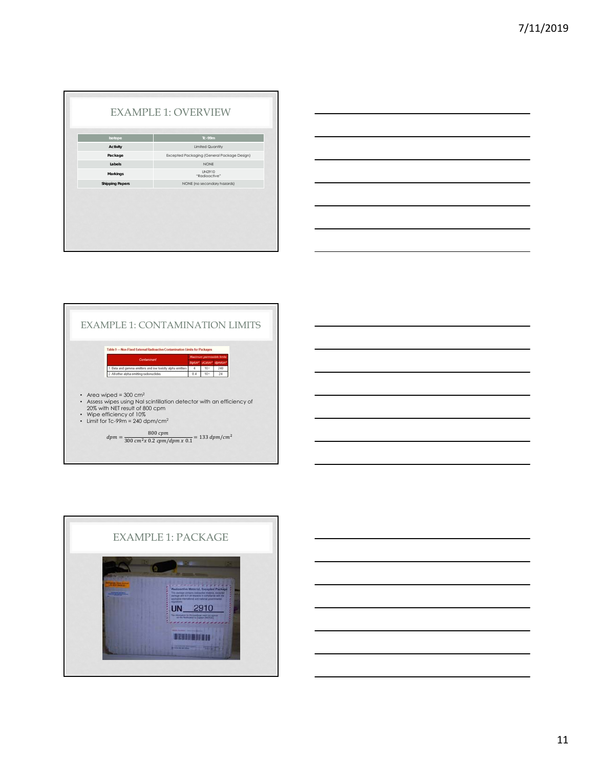## EXAMPLE 1: OVERVIEW

| Isotope | Tc-99m |
| --- | --- |
| Activity | Limited Quantity |
| Package | Excepted Packaging (General Package Design) |
| Labels | NONE |
| Markings | UN2910 "Radioactive" |
| Shipping Papers | NONE (no secondary hazards) |

## EXAMPLE 1: CONTAMINATION LIMITS

Table 9 — Non-Fixed External Radioactive Contamination Limits for Packages

| Contaminant | Maximum permissible limits | | |
| --- | --- | --- | --- |
| | $Bq/cm^2$ | $\mu Ci/cm^2$ | $dpm/cm^2$ |
| 1. Beta and gamma emitters and low toxicity alpha emitters | 4 | $10^{-4}$ | 240 |
| 2. All other alpha emitting radionuclides | 0.4 | $10^{-5}$ | 24 |

- Area wiped = 300 $cm^2$
- Assess wipes using NaI scintillation detector with an efficiency of 20% with NET result of 800 cpm
- Wipe efficiency of 10%
- Limit for Tc-99m = 240 $dpm/cm^2$

$$dpm = \frac{800\ cpm}{300\ cm^2 x\ 0.2\ cpm/dpm\ x\ 0.1} = 133\ dpm/cm^2$$

## EXAMPLE 1: PACKAGE

Radioactive Material, Excepted Package

UN 2910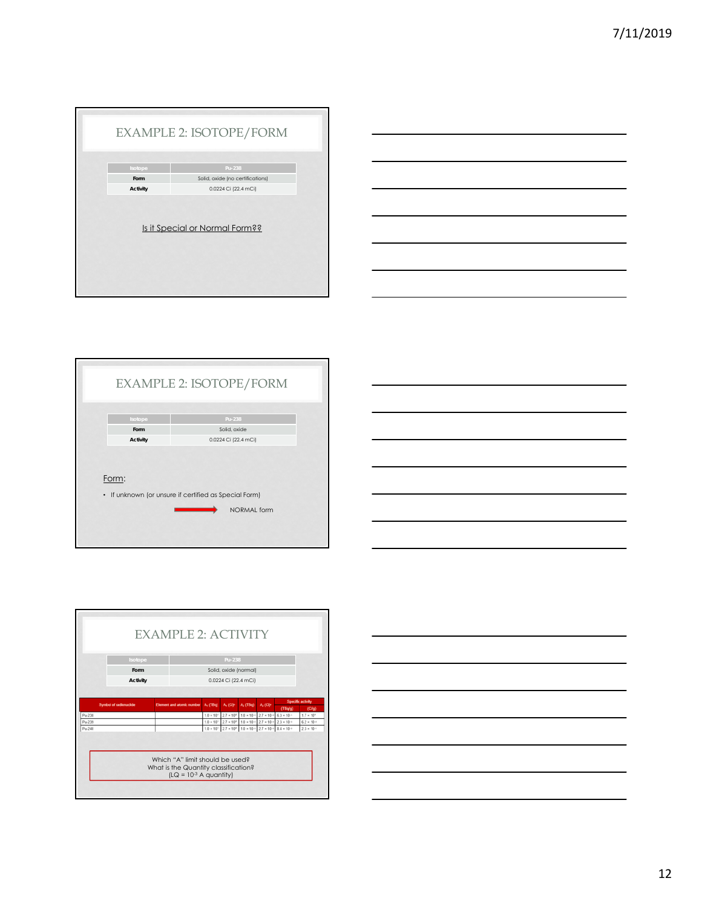## EXAMPLE 2: ISOTOPE/FORM

| Isotope | Pu-238 |
|---|---|
| Form | Solid, oxide (no certifications) |
| Activity | 0.0224 Ci (22.4 mCi) |

Is it Special or Normal Form??

## EXAMPLE 2: ISOTOPE/FORM

| Isotope | Pu-238 |
|---|---|
| Form | Solid, oxide |
| Activity | 0.0224 Ci (22.4 mCi) |

Form:

- If unknown (or unsure if certified as Special Form) → NORMAL form

## EXAMPLE 2: ACTIVITY

| Isotope | Pu-238 |
|---|---|
| Form | Solid, oxide (normal) |
| Activity | 0.0224 Ci (22.4 mCi) |

| Symbol of radionuclide | Element and atomic number | $A_1$ (TBq) | $A_1$ (Ci) | $A_2$ (TBq) | $A_2$ (Ci) | Specific activity (TBq/g) | (Ci/g) |
|---|---|---|---|---|---|---|---|
| Pu-238 | | $1.0 \times 10^1$ | $2.7 \times 10^2$ | $1.0 \times 10^{-3}$ | $2.7 \times 10^{-2}$ | $6.3 \times 10^{-1}$ | $1.7 \times 10^1$ |
| Pu-239 | | $1.0 \times 10^1$ | $2.7 \times 10^2$ | $1.0 \times 10^{-3}$ | $2.7 \times 10^{-2}$ | $2.3 \times 10^{-3}$ | $6.2 \times 10^{-2}$ |
| Pu-240 | | $1.0 \times 10^1$ | $2.7 \times 10^2$ | $1.0 \times 10^{-3}$ | $2.7 \times 10^{-2}$ | $8.4 \times 10^{-3}$ | $2.3 \times 10^{-1}$ |

Which "A" limit should be used?
What is the Quantity classification?
(LQ = $10^{-3}$ A quantity)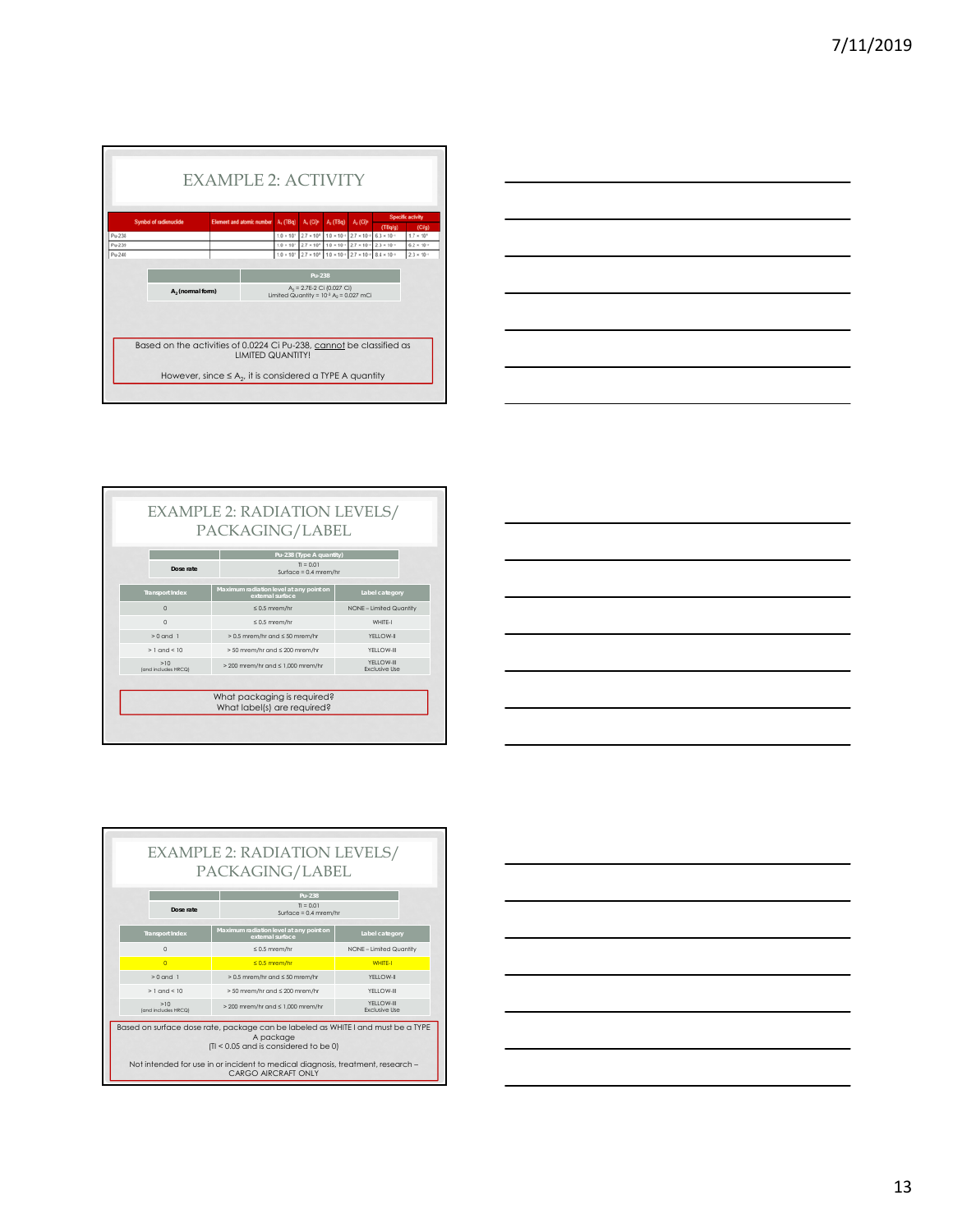# EXAMPLE 2: ACTIVITY

| Symbol of radionuclide | Element and atomic number | $A_1$ (TBq) | $A_1$ (Ci)[b] | $A_2$ (TBq) | $A_2$ (Ci)[b] | Specific activity (TBq/g) | Specific activity (Ci/g) |
|---|---|---|---|---|---|---|---|
| Pu-238 | | $1.0 \times 10^{1}$ | $2.7 \times 10^{2}$ | $1.0 \times 10^{-3}$ | $2.7 \times 10^{-2}$ | $6.3 \times 10^{-1}$ | $1.7 \times 10^{1}$ |
| Pu-239 | | $1.0 \times 10^{1}$ | $2.7 \times 10^{2}$ | $1.0 \times 10^{-3}$ | $2.7 \times 10^{-2}$ | $2.3 \times 10^{-3}$ | $6.2 \times 10^{-2}$ |
| Pu-240 | | $1.0 \times 10^{1}$ | $2.7 \times 10^{2}$ | $1.0 \times 10^{-3}$ | $2.7 \times 10^{-2}$ | $8.4 \times 10^{-3}$ | $2.3 \times 10^{-1}$ |

| | Pu-238 |
|---|---|
| $A_2$ (normal form) | $A_2$ = 2.7E-2 Ci (0.027 Ci)<br>Limited Quantity = $10^{-3}$ $A_2$ = 0.027 mCi |

Based on the activities of 0.0224 Ci Pu-238, cannot be classified as LIMITED QUANTITY!

However, since ≤ $A_2$, it is considered a TYPE A quantity

# EXAMPLE 2: RADIATION LEVELS/ PACKAGING/LABEL

| | Pu-238 (Type A quantity) |
|---|---|
| Dose rate | TI = 0.01<br>Surface = 0.4 mrem/hr |

| Transport Index | Maximum radiation level at any point on external surface | Label category |
|---|---|---|
| 0 | ≤ 0.5 mrem/hr | NONE – Limited Quantity |
| 0 | ≤ 0.5 mrem/hr | WHITE-I |
| > 0 and 1 | > 0.5 mrem/hr and ≤ 50 mrem/hr | YELLOW-II |
| > 1 and < 10 | > 50 mrem/hr and ≤ 200 mrem/hr | YELLOW-III |
| >10 (and includes HRCQ) | > 200 mrem/hr and ≤ 1,000 mrem/hr | YELLOW-III Exclusive Use |

What packaging is required?
What label(s) are required?

# EXAMPLE 2: RADIATION LEVELS/ PACKAGING/LABEL

| | Pu-238 |
|---|---|
| Dose rate | TI = 0.01<br>Surface = 0.4 mrem/hr |

| Transport Index | Maximum radiation level at any point on external surface | Label category |
|---|---|---|
| 0 | ≤ 0.5 mrem/hr | NONE – Limited Quantity |
| 0 | ≤ 0.5 mrem/hr | WHITE-I |
| > 0 and 1 | > 0.5 mrem/hr and ≤ 50 mrem/hr | YELLOW-II |
| > 1 and < 10 | > 50 mrem/hr and ≤ 200 mrem/hr | YELLOW-III |
| >10 (and includes HRCQ) | > 200 mrem/hr and ≤ 1,000 mrem/hr | YELLOW-III Exclusive Use |

Based on surface dose rate, package can be labeled as WHITE I and must be a TYPE A package
(TI < 0.05 and is considered to be 0)

Not intended for use in or incident to medical diagnosis, treatment, research – CARGO AIRCRAFT ONLY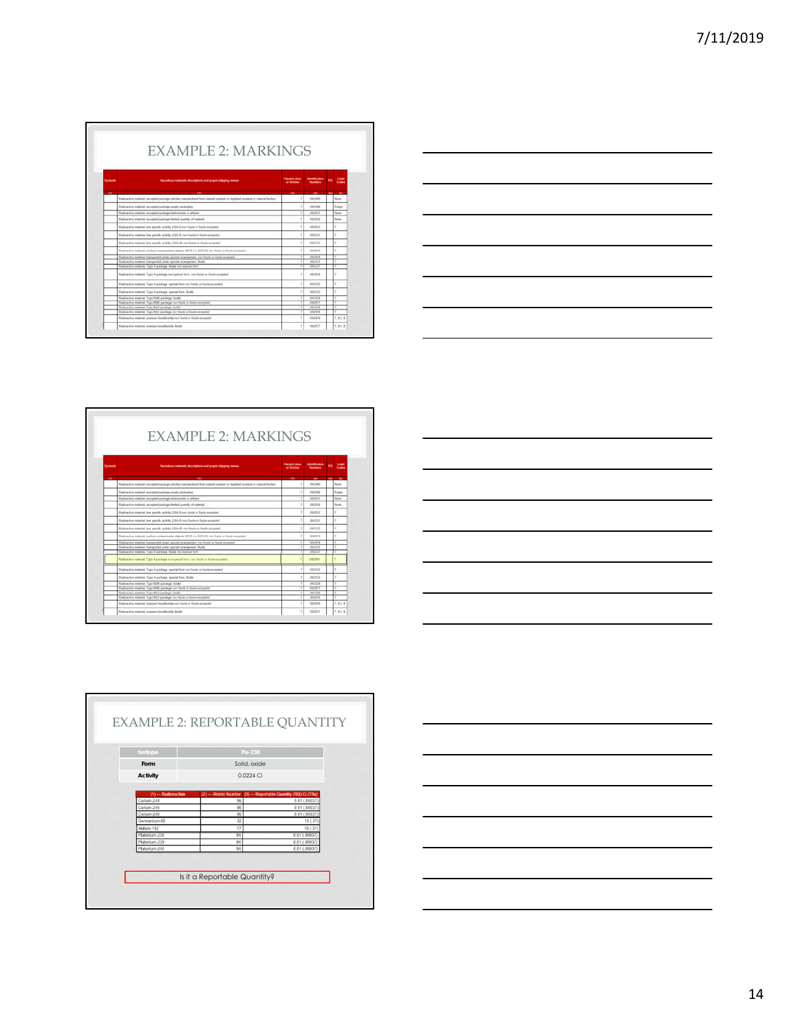## EXAMPLE 2: MARKINGS

| Symbols | Hazardous materials descriptions and proper shipping names | Hazard class or Division | Identification Numbers | PG | Label Codes |
|---|---|---|---|---|---|
| (1) | (2) | (3) | (4) | (5) | (6) |
| | Radioactive material, excepted package-articles manufactured from natural uranium or depleted uranium or natural thorium | 7 | UN2909 | | None |
| | Radioactive material, excepted package-empty packaging | 7 | UN2908 | | Empty |
| | Radioactive material, excepted package-instruments or articles | 7 | UN2911 | | None |
| | Radioactive material, excepted package-limited quantity of material | 7 | UN2910 | | None |
| | Radioactive material, low specific activity (LSA-I) non fissile or fissile-excepted | 7 | UN2912 | | 7 |
| | Radioactive material, low specific activity (LSA-II) non fissile or fissile-excepted | 7 | UN3321 | | 7 |
| | Radioactive material, low specific activity (LSA-III) non fissile or fissile excepted | 7 | UN3322 | | 7 |
| | Radioactive material, surface contaminated objects (SCO-I or SCO-II) non fissile or fissile-excepted | 7 | UN2913 | | 7 |
| | Radioactive material, transported under special arrangement, non fissile or fissile excepted | 7 | UN2919 | | 7 |
| | Radioactive material, transported under special arrangement, fissile | 7 | UN3331 | | 7 |
| | Radioactive material, Type A package, fissile non-special form | 7 | UN3327 | | 7 |
| | Radioactive material, Type A package non-special form, non fissile or fissile-excepted | 7 | UN2915 | | 7 |
| | Radioactive material, Type A package, special form non fissile or fissile-excepted | 7 | UN3332 | | 7 |
| | Radioactive material, Type A package, special form, fissile | 7 | UN3333 | | 7 |
| | Radioactive material, Type B(M) package, fissile | 7 | UN3329 | | 7 |
| | Radioactive material, Type B(M) package non fissile or fissile-excepted | 7 | UN2917 | | 7 |
| | Radioactive material, Type B(U) package, fissile | 7 | UN3328 | | 7 |
| | Radioactive material, Type B(U) package non fissile or fissile-excepted | 7 | UN2916 | | 7 |
| | Radioactive material, uranium hexafluoride non fissile or fissile-excepted | 7 | UN2978 | | 7, 6.1, 8 |
| | Radioactive material, uranium hexafluoride, fissile | 7 | UN2977 | | 7, 6.1, 8 |

## EXAMPLE 2: MARKINGS

| Symbols | Hazardous materials descriptions and proper shipping names | Hazard class or Division | Identification Numbers | PG | Label Codes |
|---|---|---|---|---|---|
| (1) | (2) | (3) | (4) | (5) | (6) |
| | Radioactive material, excepted package-articles manufactured from natural uranium or depleted uranium or natural thorium | 7 | UN2909 | | None |
| | Radioactive material, excepted package-empty packaging | 7 | UN2908 | | Empty |
| | Radioactive material, excepted package-instruments or articles | 7 | UN2911 | | None |
| | Radioactive material, excepted package-limited quantity of material | 7 | UN2910 | | None |
| | Radioactive material, low specific activity (LSA-I) non fissile or fissile-excepted | 7 | UN2912 | | 7 |
| | Radioactive material, low specific activity (LSA-II) non fissile or fissile-excepted | 7 | UN3321 | | 7 |
| | Radioactive material, low specific activity (LSA-III) non fissile or fissile excepted | 7 | UN3322 | | 7 |
| | Radioactive material, surface contaminated objects (SCO-I or SCO-II) non fissile or fissile-excepted | 7 | UN2913 | | 7 |
| | Radioactive material, transported under special arrangement, non fissile or fissile excepted | 7 | UN2919 | | 7 |
| | Radioactive material, transported under special arrangement, fissile | 7 | UN3331 | | 7 |
| | Radioactive material, Type A package, fissile non-special form | 7 | UN3327 | | 7 |
| | Radioactive material, Type A package non-special form, non fissile or fissile-excepted | 7 | UN2915 | | 7 |
| | Radioactive material, Type A package, special form non fissile or fissile-excepted | 7 | UN3332 | | 7 |
| | Radioactive material, Type A package, special form, fissile | 7 | UN3333 | | 7 |
| | Radioactive material, Type B(M) package, fissile | 7 | UN3329 | | 7 |
| | Radioactive material, Type B(M) package non fissile or fissile-excepted | 7 | UN2917 | | 7 |
| | Radioactive material, Type B(U) package, fissile | 7 | UN3328 | | 7 |
| | Radioactive material, Type B(U) package non fissile or fissile-excepted | 7 | UN2916 | | 7 |
| | Radioactive material, uranium hexafluoride non fissile or fissile-excepted | 7 | UN2978 | | 7, 6.1, 8 |
| | Radioactive material, uranium hexafluoride, fissile | 7 | UN2977 | | 7, 6.1, 8 |

## EXAMPLE 2: REPORTABLE QUANTITY

| Isotope | Pu-238 |
|---|---|
| Form | Solid, oxide |
| Activity | 0.0224 Ci |

| (1) — Radionuclide | (2) — Atomic Number | (3) — Reportable Quantity (RQ) Ci (TBq) |
|---|---|---|
| Curium-244 | 96 | 0.01 (.00037) |
| Curium-245 | 96 | 0.01 (.00037) |
| Curium-246 | 96 | 0.01 (.00037) |
| Germanium-68 | 32 | 10 (.37) |
| Iridium-192 | 77 | 10 (.37) |
| Plutonium-238 | 94 | 0.01 (.00037) |
| Plutonium-239 | 94 | 0.01 (.00037) |
| Plutonium-240 | 94 | 0.01 (.00037) |

Is it a Reportable Quantity?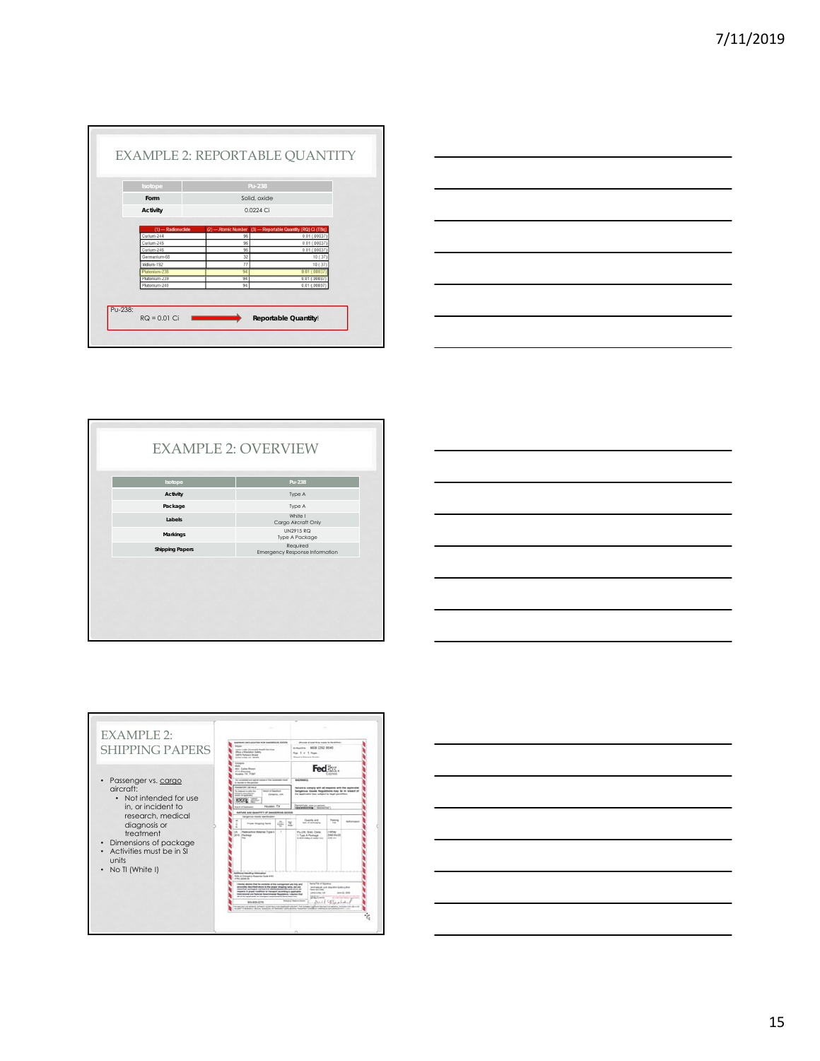## EXAMPLE 2: REPORTABLE QUANTITY

| Isotope | Pu-238 |
|---|---|
| Form | Solid, oxide |
| Activity | 0.0224 Ci |

| (1) — Radionuclide | (2) — Atomic Number | (3) — Reportable Quantity (RQ) Ci (TBq) |
|---|---|---|
| Curium-244 | 96 | 0.01 (.00037) |
| Curium-245 | 96 | 0.01 (.00037) |
| Curium-246 | 96 | 0.01 (.00037) |
| Germanium-68 | 32 | 10 (.37) |
| Iridium-192 | 77 | 10 (.37) |
| Plutonium-238 | 94 | 0.01 (.00037) |
| Plutonium-239 | 94 | 0.01 (.00037) |
| Plutonium-240 | 94 | 0.01 (.00037) |

Pu-238:
RQ = 0.01 Ci → **Reportable Quantity!**

## EXAMPLE 2: OVERVIEW

| Isotope | Pu-238 |
|---|---|
| Activity | Type A |
| Package | Type A |
| Labels | White I<br>Cargo Aircraft Only |
| Markings | UN2915 RQ<br>Type A Package |
| Shipping Papers | Required<br>Emergency Response Information |

## EXAMPLE 2: SHIPPING PAPERS

- Passenger vs. cargo aircraft:
  - Not intended for use in, or incident to research, medical diagnosis or treatment
- Dimensions of package
- Activities must be in SI units
- No TI (White I)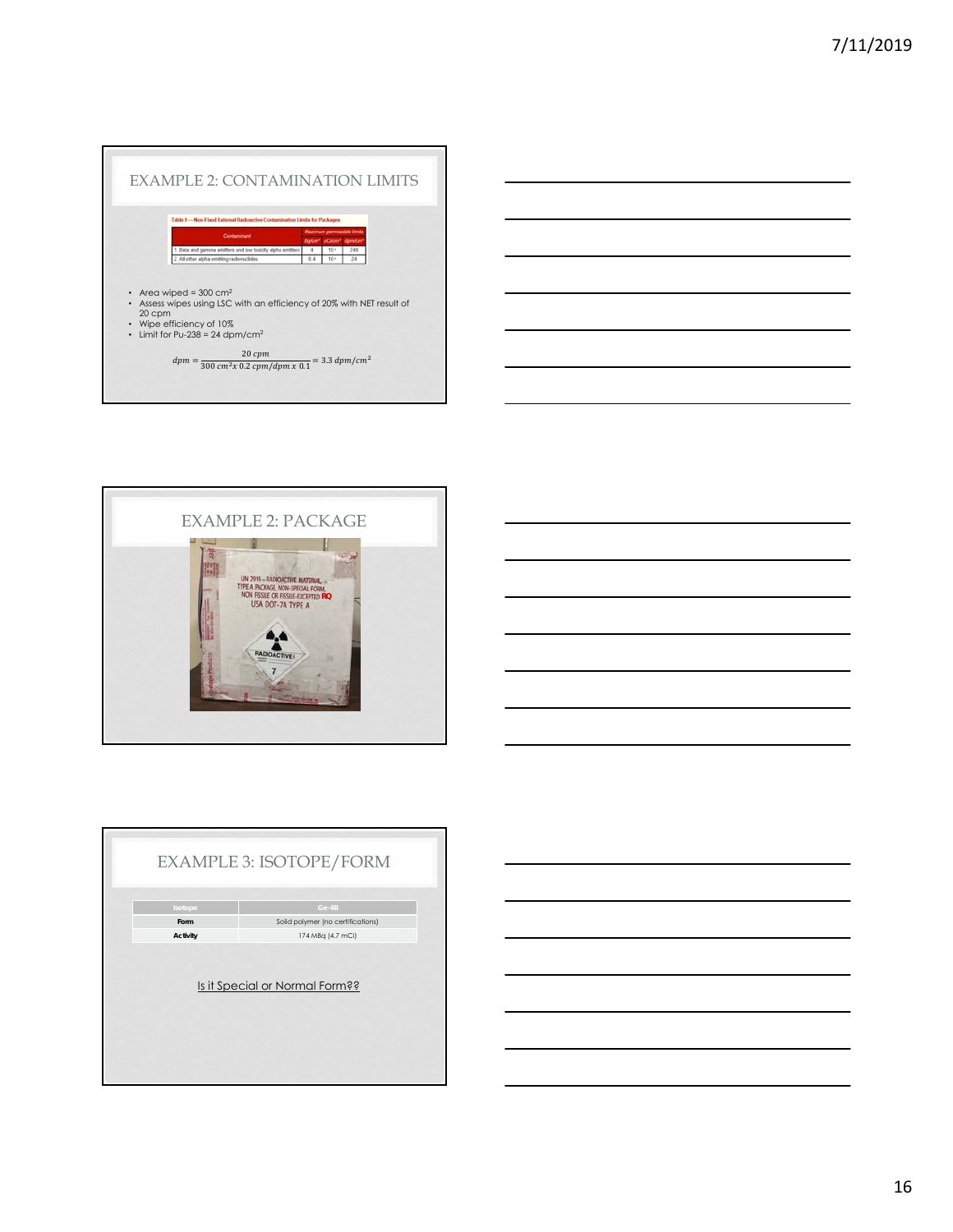## EXAMPLE 2: CONTAMINATION LIMITS

Table 9 — Non-Fixed External Radioactive Contamination Limits for Packages

| Contaminant | Maximum permissible limits | | |
|---|---|---|---|
| | Bq/cm² | uCi/cm² | dpm/cm² |
| 1. Beta and gamma emitters and low toxicity alpha emitters | 4 | $10^{-4}$ | 240 |
| 2. All other alpha emitting radionuclides | 0.4 | $10^{-5}$ | 24 |

- Area wiped = 300 cm²
- Assess wipes using LSC with an efficiency of 20% with NET result of 20 cpm
- Wipe efficiency of 10%
- Limit for Pu-238 = 24 dpm/cm²

$$dpm = \frac{20\ cpm}{300\ cm^2 x\ 0.2\ cpm/dpm\ x\ 0.1} = 3.3\ dpm/cm^2$$

## EXAMPLE 2: PACKAGE

UN 2915 – RADIOACTIVE MATERIAL, TYPE A PACKAGE, NON-SPECIAL FORM, NON FISSILE OR FISSILE-EXCEPTED RQ USA DOT-7A TYPE A

RADIOACTIVE I

7

## EXAMPLE 3: ISOTOPE/FORM

| Isotope | Ge-68 |
|---|---|
| Form | Solid polymer (no certifications) |
| Activity | 174 MBq (4.7 mCi) |

Is it Special or Normal Form??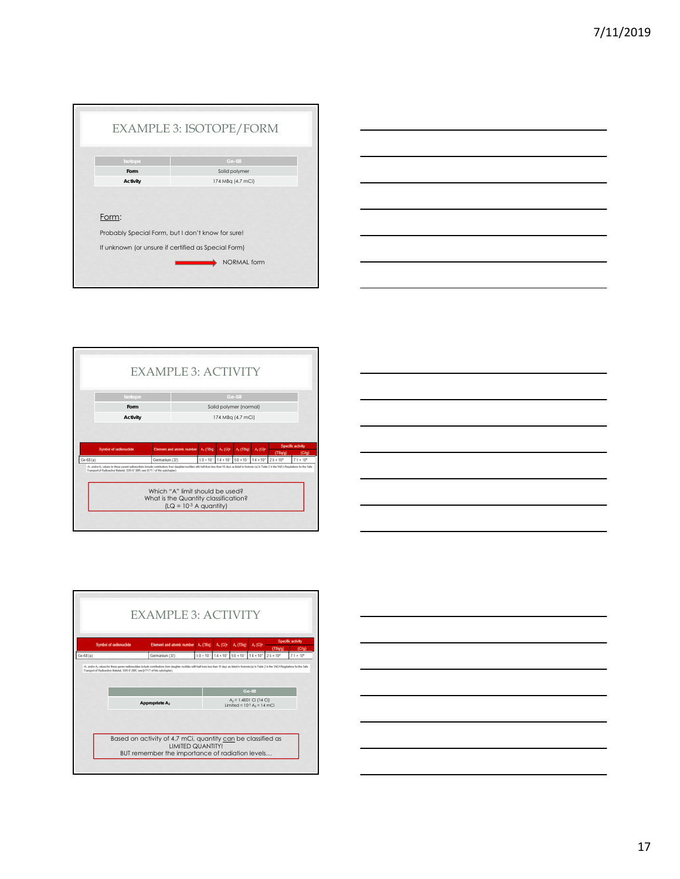## EXAMPLE 3: ISOTOPE/FORM

| Isotope | Ge-68 |
|---|---|
| Form | Solid polymer |
| Activity | 174 MBq (4.7 mCi) |

Form:

Probably Special Form, but I don't know for sure!

If unknown (or unsure if certified as Special Form)

→ NORMAL form

## EXAMPLE 3: ACTIVITY

| Isotope | Ge-68 |
|---|---|
| Form | Solid polymer (normal) |
| Activity | 174 MBq (4.7 mCi) |

| Symbol of radionuclide | Element and atomic number | $A_1$ (TBq) | $A_1$ (Ci)[b] | $A_2$ (TBq) | $A_2$ (Ci)[b] | Specific activity | |
|---|---|---|---|---|---|---|---|
| | | | | | | (TBq/g) | (Ci/g) |
| Ge-68 (a) | Germanium (32) | $5.0 \times 10^{-1}$ | $1.4 \times 10^{1}$ | $5.0 \times 10^{-1}$ | $1.4 \times 10^{1}$ | $2.6 \times 10^{2}$ | $7.1 \times 10^{3}$ |

[a] $A_1$ and/or $A_2$ values for these parent radionuclides include contributions from daughter nuclides with half-lives less than 10 days as listed in footnote (a) to Table 2 in the "IAEA Regulations for the Safe Transport of Radioactive Material, SSR-6" (IBR, see §171.7 of this subchapter).

Which "A" limit should be used?
What is the Quantity classification?
(LQ = $10^{-3}$ A quantity)

## EXAMPLE 3: ACTIVITY

| Symbol of radionuclide | Element and atomic number | $A_1$ (TBq) | $A_1$ (Ci)[b] | $A_2$ (TBq) | $A_2$ (Ci)[b] | Specific activity | |
|---|---|---|---|---|---|---|---|
| | | | | | | (TBq/g) | (Ci/g) |
| Ge-68 (a) | Germanium (32) | $5.0 \times 10^{-1}$ | $1.4 \times 10^{1}$ | $5.0 \times 10^{-1}$ | $1.4 \times 10^{1}$ | $2.6 \times 10^{2}$ | $7.1 \times 10^{3}$ |

[a] $A_1$ and/or $A_2$ values for these parent radionuclides include contributions from daughter nuclides with half-lives less than 10 days as listed in footnote (a) to Table 2 in the "IAEA Regulations for the Safe Transport of Radioactive Material, SSR-6" (IBR, see §171.7 of this subchapter).

| | Ge-68 |
|---|---|
| Appropriate $A_2$ | $A_2$ = 1.4E01 Ci (14 Ci)<br>Limited = $10^{-3}$ $A_2$ = 14 mCi |

Based on activity of 4.7 mCi, quantity can be classified as LIMITED QUANTITY!
BUT remember the importance of radiation levels…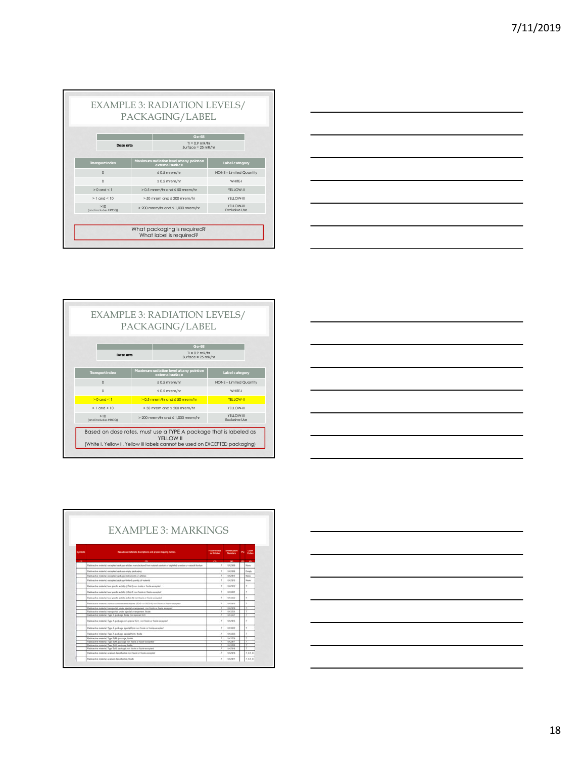# EXAMPLE 3: RADIATION LEVELS/ PACKAGING/LABEL

| Dose rate | Ge-68 |
|---|---|
| | TI = 0.9 mR/hr<br>Surface = 25 mR/hr |

| Transport Index | Maximum radiation level at any point on external surface | Label category |
|---|---|---|
| 0 | ≤ 0.5 mrem/hr | NONE – Limited Quantity |
| 0 | ≤ 0.5 mrem/hr | WHITE-I |
| > 0 and < 1 | > 0.5 mrem/hr and ≤ 50 mrem/hr | YELLOW-II |
| > 1 and < 10 | > 50 mrem and ≤ 200 mrem/hr | YELLOW-III |
| >10<br>(and includes HRCQ) | > 200 mrem/hr and ≤ 1,000 mrem/hr | YELLOW-III<br>Exclusive Use |

What packaging is required?
What label is required?

# EXAMPLE 3: RADIATION LEVELS/ PACKAGING/LABEL

| Dose rate | Ge-68 |
|---|---|
| | TI = 0.9 mR/hr<br>Surface = 25 mR/hr |

| Transport Index | Maximum radiation level at any point on external surface | Label category |
|---|---|---|
| 0 | ≤ 0.5 mrem/hr | NONE – Limited Quantity |
| 0 | ≤ 0.5 mrem/hr | WHITE-I |
| > 0 and < 1 | > 0.5 mrem/hr and ≤ 50 mrem/hr | YELLOW-II |
| > 1 and < 10 | > 50 mrem and ≤ 200 mrem/hr | YELLOW-III |
| >10<br>(and includes HRCQ) | > 200 mrem/hr and ≤ 1,000 mrem/hr | YELLOW-III<br>Exclusive Use |

Based on dose rates, must use a TYPE A package that is labeled as YELLOW II
(White I, Yellow II, Yellow III labels cannot be used on EXCEPTED packaging)

# EXAMPLE 3: MARKINGS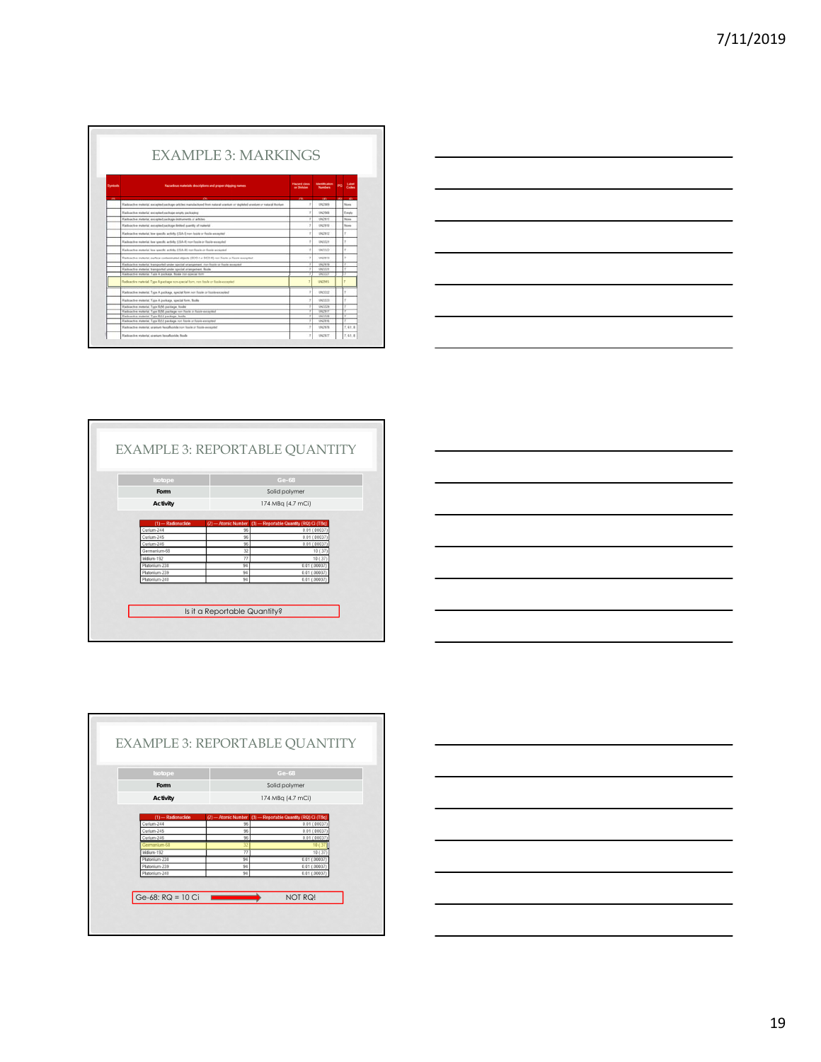## EXAMPLE 3: MARKINGS

| Symbols | Hazardous materials descriptions and proper shipping names | Hazard class or Division | Identification Numbers | PG | Label Codes |
|---|---|---|---|---|---|
| (1) | (2) | (3) | (4) | (5) | (6) |
| | Radioactive material, excepted package-articles manufactured from natural uranium or depleted uranium or natural thorium | 7 | UN2909 | | None |
| | Radioactive material, excepted package-empty packaging | 7 | UN2908 | | Empty |
| | Radioactive material, excepted package-instruments or articles | 7 | UN2911 | | None |
| | Radioactive material, excepted package-limited quantity of material | 7 | UN2910 | | None |
| | Radioactive material, low specific activity (LSA-I) non fissile or fissile-excepted | 7 | UN2912 | | 7 |
| | Radioactive material, low specific activity (LSA-II) non fissile or fissile-excepted | 7 | UN3321 | | 7 |
| | Radioactive material, low specific activity (LSA-III) non fissile or fissile excepted | 7 | UN3322 | | 7 |
| | Radioactive material, surface contaminated objects (SCO-I or SCO-II) non fissile or fissile excepted | 7 | UN2913 | | 7 |
| | Radioactive material, transported under special arrangement, non fissile or fissile excepted | 7 | UN2919 | | 7 |
| | Radioactive material, transported under special arrangement, fissile | 7 | UN3331 | | 7 |
| | Radioactive material, Type A package, fissile non-special form | 7 | UN3327 | | 7 |
| | Radioactive material, Type A package non-special form, non fissile or fissile-excepted | 7 | UN2915 | | 7 |
| | Radioactive material, Type A package, special form non fissile or fissile-excepted | 7 | UN3332 | | 7 |
| | Radioactive material, Type A package, special form, fissile | 7 | UN3333 | | 7 |
| | Radioactive material, Type B(M) package, fissile | 7 | UN3329 | | 7 |
| | Radioactive material, Type B(M) package non fissile or fissile-excepted | 7 | UN2917 | | 7 |
| | Radioactive material, Type B(U) package, fissile | 7 | UN3328 | | 7 |
| | Radioactive material, Type B(U) package non fissile or fissile-excepted | 7 | UN2916 | | 7 |
| | Radioactive material, uranium hexafluoride non fissile or fissile-excepted | 7 | UN2978 | | 7, 6.1, 8 |
| | Radioactive material, uranium hexafluoride, fissile | 7 | UN2977 | | 7, 6.1, 8 |

## EXAMPLE 3: REPORTABLE QUANTITY

| Isotope | Ge-68 |
|---|---|
| Form | Solid polymer |
| Activity | 174 MBq (4.7 mCi) |

| (1) — Radionuclide | (2) — Atomic Number | (3) — Reportable Quantity (RQ) Ci (TBq) |
|---|---|---|
| Curium-244 | 96 | 0.01 (.00037) |
| Curium-245 | 96 | 0.01 (.00037) |
| Curium-246 | 96 | 0.01 (.00037) |
| Germanium-68 | 32 | 10 (.37) |
| Iridium-192 | 77 | 10 (.37) |
| Plutonium-238 | 94 | 0.01 (.00037) |
| Plutonium-239 | 94 | 0.01 (.00037) |
| Plutonium-240 | 94 | 0.01 (.00037) |

Is it a Reportable Quantity?

## EXAMPLE 3: REPORTABLE QUANTITY

| Isotope | Ge-68 |
|---|---|
| Form | Solid polymer |
| Activity | 174 MBq (4.7 mCi) |

| (1) — Radionuclide | (2) — Atomic Number | (3) — Reportable Quantity (RQ) Ci (TBq) |
|---|---|---|
| Curium-244 | 96 | 0.01 (.00037) |
| Curium-245 | 96 | 0.01 (.00037) |
| Curium-246 | 96 | 0.01 (.00037) |
| Germanium-68 | 32 | 10 (.37) |
| Iridium-192 | 77 | 10 (.37) |
| Plutonium-238 | 94 | 0.01 (.00037) |
| Plutonium-239 | 94 | 0.01 (.00037) |
| Plutonium-240 | 94 | 0.01 (.00037) |

Ge-68: RQ = 10 Ci → NOT RQ!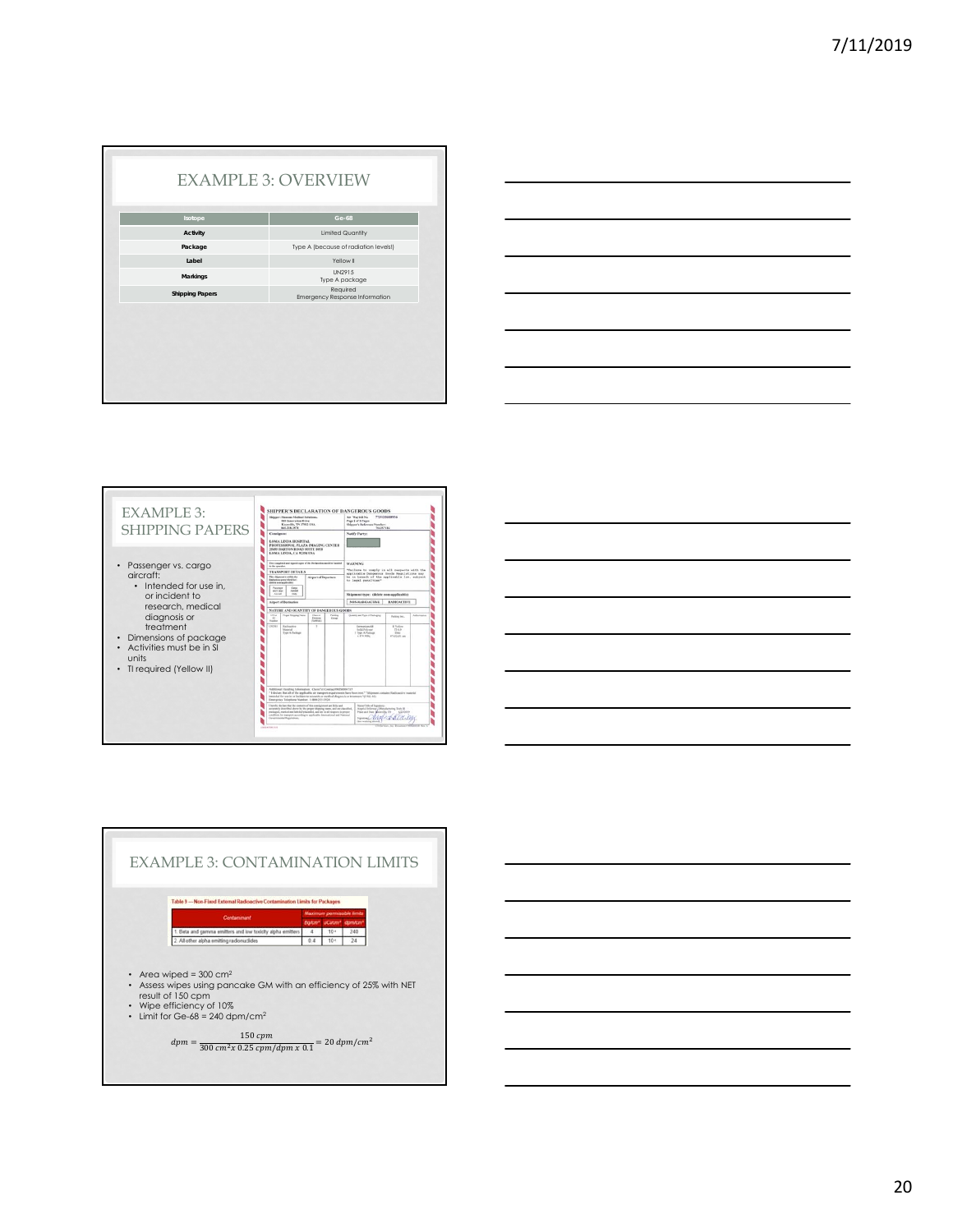## EXAMPLE 3: OVERVIEW

| Isotope | Ge-68 |
|---|---|
| Activity | Limited Quantity |
| Package | Type A (because of radiation levels) |
| Label | Yellow II |
| Markings | UN2915<br>Type A package |
| Shipping Papers | Required<br>Emergency Response Information |

## EXAMPLE 3: SHIPPING PAPERS

- Passenger vs. cargo aircraft:
  - Intended for use in, or incident to research, medical diagnosis or treatment
- Dimensions of package
- Activities must be in SI units
- TI required (Yellow II)

## EXAMPLE 3: CONTAMINATION LIMITS

**Table 9 — Non-Fixed External Radioactive Contamination Limits for Packages**

| Contaminant | Maximum permissible limits | | |
|---|---|---|---|
| | Bq/cm² | uCi/cm² | dpm/cm² |
| 1. Beta and gamma emitters and low toxicity alpha emitters | 4 | $10^{-4}$ | 240 |
| 2. All other alpha emitting radionuclides | 0.4 | $10^{-5}$ | 24 |

- Area wiped = 300 cm²
- Assess wipes using pancake GM with an efficiency of 25% with NET result of 150 cpm
- Wipe efficiency of 10%
- Limit for Ge-68 = 240 dpm/cm²

$$dpm = \frac{150\ cpm}{300\ cm^2 x\ 0.25\ cpm/dpm\ x\ 0.1} = 20\ dpm/cm^2$$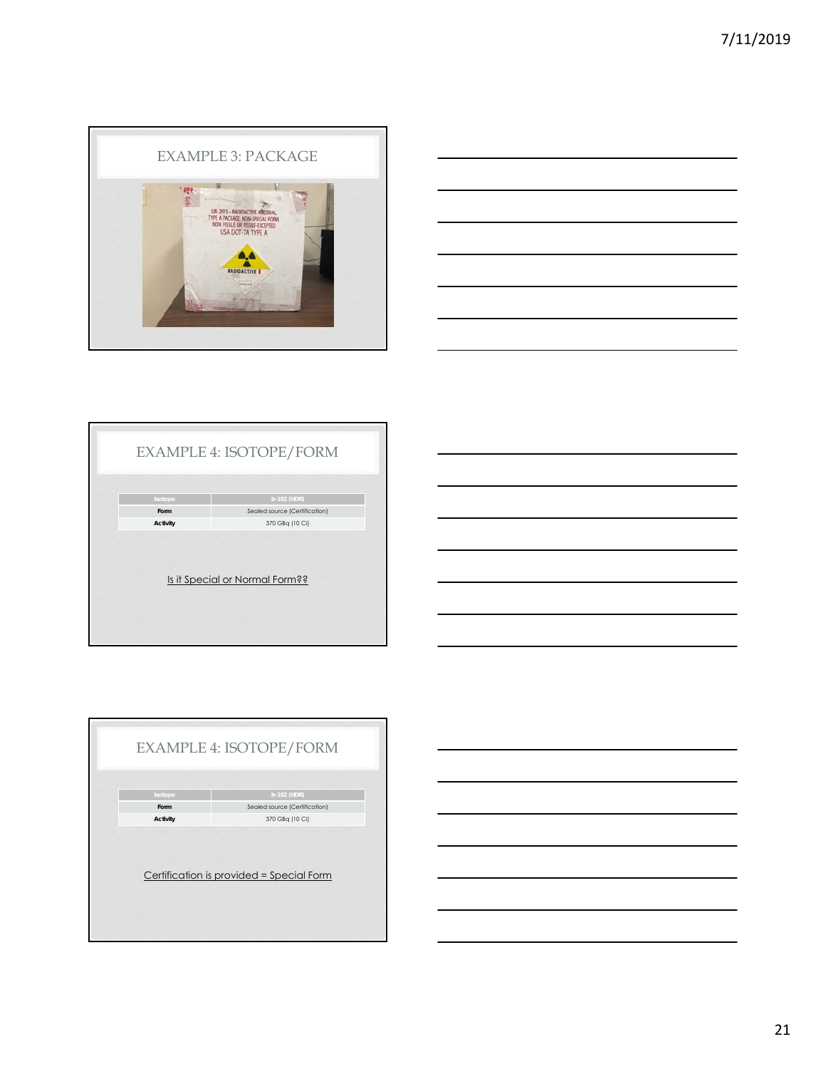## EXAMPLE 3: PACKAGE

UN 2915 – RADIOACTIVE MATERIAL, TYPE A PACKAGE, NON-SPECIAL FORM, NON FISSILE OR FISSILE-EXCEPTED
USA DOT-7A TYPE A

RADIOACTIVE I

## EXAMPLE 4: ISOTOPE/FORM

| Isotope | Ir-192 (HDR) |
| --- | --- |
| Form | Sealed source (Certification) |
| Activity | 370 GBq (10 Ci) |

Is it Special or Normal Form??

## EXAMPLE 4: ISOTOPE/FORM

| Isotope | Ir-192 (HDR) |
| --- | --- |
| Form | Sealed source (Certification) |
| Activity | 370 GBq (10 Ci) |

Certification is provided = Special Form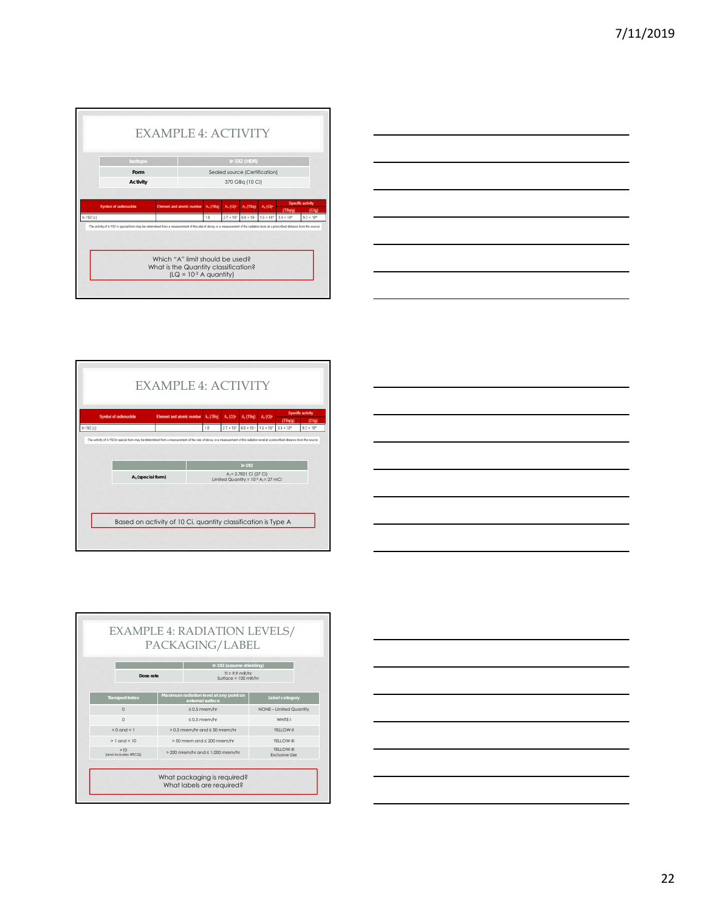# EXAMPLE 4: ACTIVITY

| Isotope | Ir-192 (HDR) |
|---|---|
| Form | Sealed source (Certification) |
| Activity | 370 GBq (10 Ci) |

| Symbol of radionuclide | Element and atomic number | $A_1$ (TBq) | $A_1$ (Ci)[b] | $A_2$ (TBq) | $A_2$ (Ci)[b] | Specific activity (TBq/g) | Specific activity (Ci/g) |
|---|---|---|---|---|---|---|---|
| Ir-192 (c) | | 1.0 | $2.7 \times 10^1$ | $6.0 \times 10^{-1}$ | $1.6 \times 10^1$ | $3.4 \times 10^2$ | $9.2 \times 10^3$ |

c The activity of Ir-192 in special form may be determined from a measurement of the rate of decay or a measurement of the radiation level at a prescribed distance from the source

Which "A" limit should be used?
What is the Quantity classification?
(LQ = $10^{-3}$ A quantity)

# EXAMPLE 4: ACTIVITY

| Symbol of radionuclide | Element and atomic number | $A_1$ (TBq) | $A_1$ (Ci)[b] | $A_2$ (TBq) | $A_2$ (Ci)[b] | Specific activity (TBq/g) | Specific activity (Ci/g) |
|---|---|---|---|---|---|---|---|
| Ir-192 (c) | | 1.0 | $2.7 \times 10^1$ | $6.0 \times 10^{-1}$ | $1.6 \times 10^1$ | $3.4 \times 10^2$ | $9.2 \times 10^3$ |

c The activity of Ir-192 in special form may be determined from a measurement of the rate of decay or a measurement of the radiation level at a prescribed distance from the source

| | Ir-192 |
|---|---|
| $A_1$ (special form) | $A_1$ = 2.7E01 Ci (27 Ci)<br>Limited Quantity = $10^{-3}$ $A_1$ = 27 mCi |

Based on activity of 10 Ci, quantity classification is Type A

# EXAMPLE 4: RADIATION LEVELS/ PACKAGING/LABEL

| | Ir-192 (assume shielding) |
|---|---|
| Dose rate | TI = 9.9 mR/hr<br>Surface = 100 mR/hr |

| Transport Index | Maximum radiation level at any point on external surface | Label category |
|---|---|---|
| 0 | ≤ 0.5 mrem/hr | NONE – Limited Quantity |
| 0 | ≤ 0.5 mrem/hr | WHITE-I |
| > 0 and < 1 | > 0.5 mrem/hr and ≤ 50 mrem/hr | YELLOW-II |
| > 1 and < 10 | > 50 mrem and ≤ 200 mrem/hr | YELLOW-III |
| >10 (and includes HRCQ) | > 200 mrem/hr and ≤ 1,000 mrem/hr | YELLOW-III Exclusive Use |

What packaging is required?
What labels are required?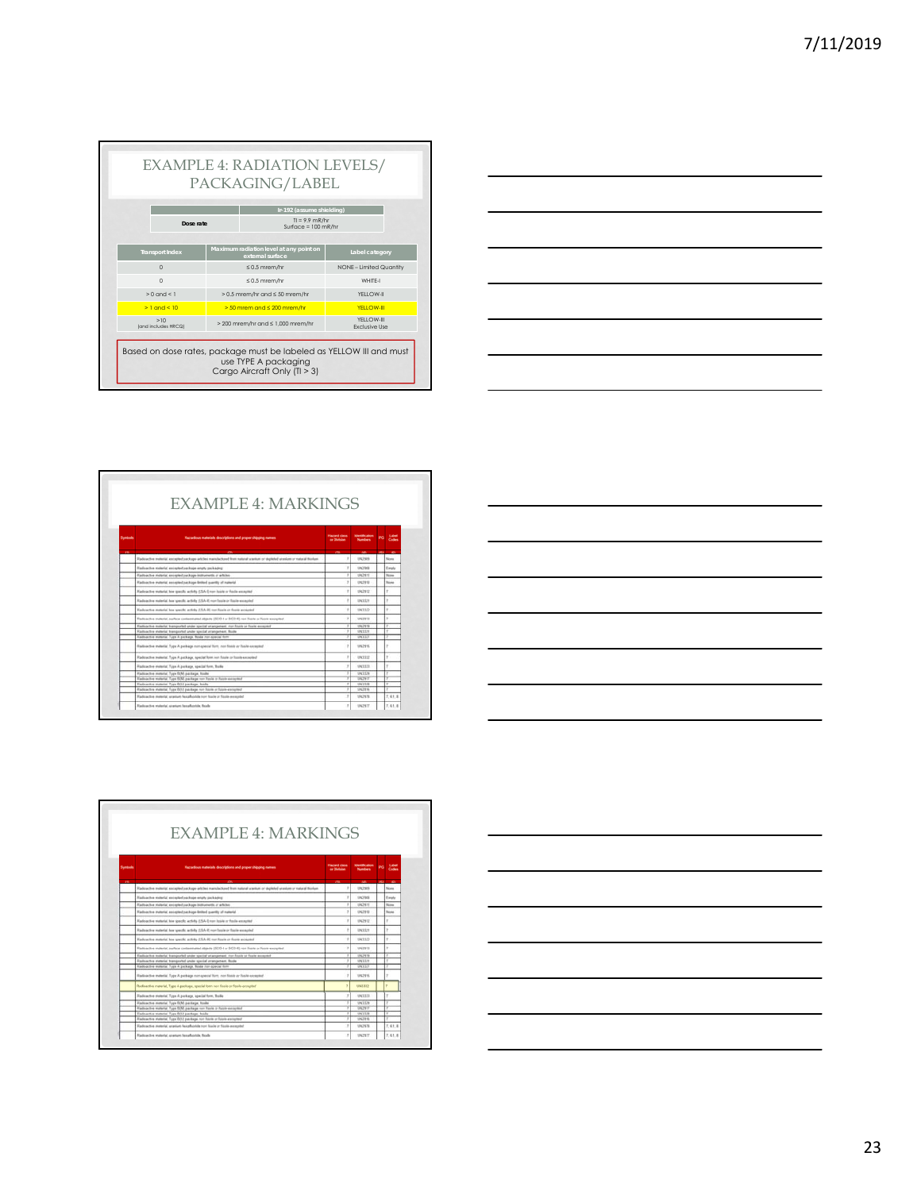# EXAMPLE 4: RADIATION LEVELS/ PACKAGING/LABEL

| | Ir-192 (assume shielding) |
|---|---|
| Dose rate | TI = 9.9 mR/hr<br>Surface = 100 mR/hr |

| Transport Index | Maximum radiation level at any point on external surface | Label category |
|---|---|---|
| 0 | ≤ 0.5 mrem/hr | NONE – Limited Quantity |
| 0 | ≤ 0.5 mrem/hr | WHITE-I |
| > 0 and < 1 | > 0.5 mrem/hr and ≤ 50 mrem/hr | YELLOW-II |
| > 1 and < 10 | > 50 mrem and ≤ 200 mrem/hr | YELLOW-III |
| >10 (and includes HRCQ) | > 200 mrem/hr and ≤ 1,000 mrem/hr | YELLOW-III Exclusive Use |

Based on dose rates, package must be labeled as YELLOW III and must use TYPE A packaging
Cargo Aircraft Only (TI > 3)

# EXAMPLE 4: MARKINGS

| Symbols | Hazardous materials descriptions and proper shipping names | Hazard class or Division | Identification Numbers | PG | Label Codes |
|---|---|---|---|---|---|
| (1) | (2) | (3) | (4) | (5) | (6) |
| | Radioactive material, excepted package-articles manufactured from natural uranium or depleted uranium or natural thorium | 7 | UN2909 | | None |
| | Radioactive material, excepted package-empty packaging | 7 | UN2908 | | Empty |
| | Radioactive material, excepted package-instruments or articles | 7 | UN2911 | | None |
| | Radioactive material, excepted package-limited quantity of material | 7 | UN2910 | | None |
| | Radioactive material, low specific activity (LSA-I) non fissile or fissile-excepted | 7 | UN2912 | | 7 |
| | Radioactive material, low specific activity (LSA-II) non fissile or fissile-excepted | 7 | UN3321 | | 7 |
| | Radioactive material, low specific activity (LSA-III) non fissile or fissile excepted | 7 | UN3322 | | 7 |
| | Radioactive material, surface contaminated objects (SCO-I or SCO-II) non fissile or fissile-excepted | 7 | UN2913 | | 7 |
| | Radioactive material, transported under special arrangement, non fissile or fissile excepted | 7 | UN2919 | | 7 |
| | Radioactive material, transported under special arrangement, fissile | 7 | UN3331 | | 7 |
| | Radioactive material, Type A package, fissile non-special form | 7 | UN3327 | | 7 |
| | Radioactive material, Type A package non-special form, non fissile or fissile-excepted | 7 | UN2915 | | 7 |
| | Radioactive material, Type A package, special form non fissile or fissile-excepted | 7 | UN3332 | | 7 |
| | Radioactive material, Type A package, special form, fissile | 7 | UN3333 | | 7 |
| | Radioactive material, Type B(M) package, fissile | 7 | UN3329 | | 7 |
| | Radioactive material, Type B(M) package non fissile or fissile-excepted | 7 | UN2917 | | 7 |
| | Radioactive material, Type B(U) package, fissile | 7 | UN3328 | | 7 |
| | Radioactive material, Type B(U) package non fissile or fissile-excepted | 7 | UN2916 | | 7 |
| | Radioactive material, uranium hexafluoride non fissile or fissile-excepted | 7 | UN2978 | | 7, 6.1, 8 |
| | Radioactive material, uranium hexafluoride, fissile | 7 | UN2977 | | 7, 6.1, 8 |

# EXAMPLE 4: MARKINGS

| Symbols | Hazardous materials descriptions and proper shipping names | Hazard class or Division | Identification Numbers | PG | Label Codes |
|---|---|---|---|---|---|
| (1) | (2) | (3) | (4) | (5) | (6) |
| | Radioactive material, excepted package-articles manufactured from natural uranium or depleted uranium or natural thorium | 7 | UN2909 | | None |
| | Radioactive material, excepted package-empty packaging | 7 | UN2908 | | Empty |
| | Radioactive material, excepted package-instruments or articles | 7 | UN2911 | | None |
| | Radioactive material, excepted package-limited quantity of material | 7 | UN2910 | | None |
| | Radioactive material, low specific activity (LSA-I) non fissile or fissile-excepted | 7 | UN2912 | | 7 |
| | Radioactive material, low specific activity (LSA-II) non fissile or fissile-excepted | 7 | UN3321 | | 7 |
| | Radioactive material, low specific activity (LSA-III) non fissile or fissile excepted | 7 | UN3322 | | 7 |
| | Radioactive material, surface contaminated objects (SCO-I or SCO-II) non fissile or fissile-excepted | 7 | UN2913 | | 7 |
| | Radioactive material, transported under special arrangement, non fissile or fissile excepted | 7 | UN2919 | | 7 |
| | Radioactive material, transported under special arrangement, fissile | 7 | UN3331 | | 7 |
| | Radioactive material, Type A package, fissile non-special form | 7 | UN3327 | | 7 |
| | Radioactive material, Type A package non-special form, non fissile or fissile-excepted | 7 | UN2915 | | 7 |
| | **Radioactive material, Type A package, special form non fissile or fissile-excepted** | **7** | **UN3332** | | **7** |
| | Radioactive material, Type A package, special form, fissile | 7 | UN3333 | | 7 |
| | Radioactive material, Type B(M) package, fissile | 7 | UN3329 | | 7 |
| | Radioactive material, Type B(M) package non fissile or fissile-excepted | 7 | UN2917 | | 7 |
| | Radioactive material, Type B(U) package, fissile | 7 | UN3328 | | 7 |
| | Radioactive material, Type B(U) package non fissile or fissile-excepted | 7 | UN2916 | | 7 |
| | Radioactive material, uranium hexafluoride non fissile or fissile-excepted | 7 | UN2978 | | 7, 6.1, 8 |
| | Radioactive material, uranium hexafluoride, fissile | 7 | UN2977 | | 7, 6.1, 8 |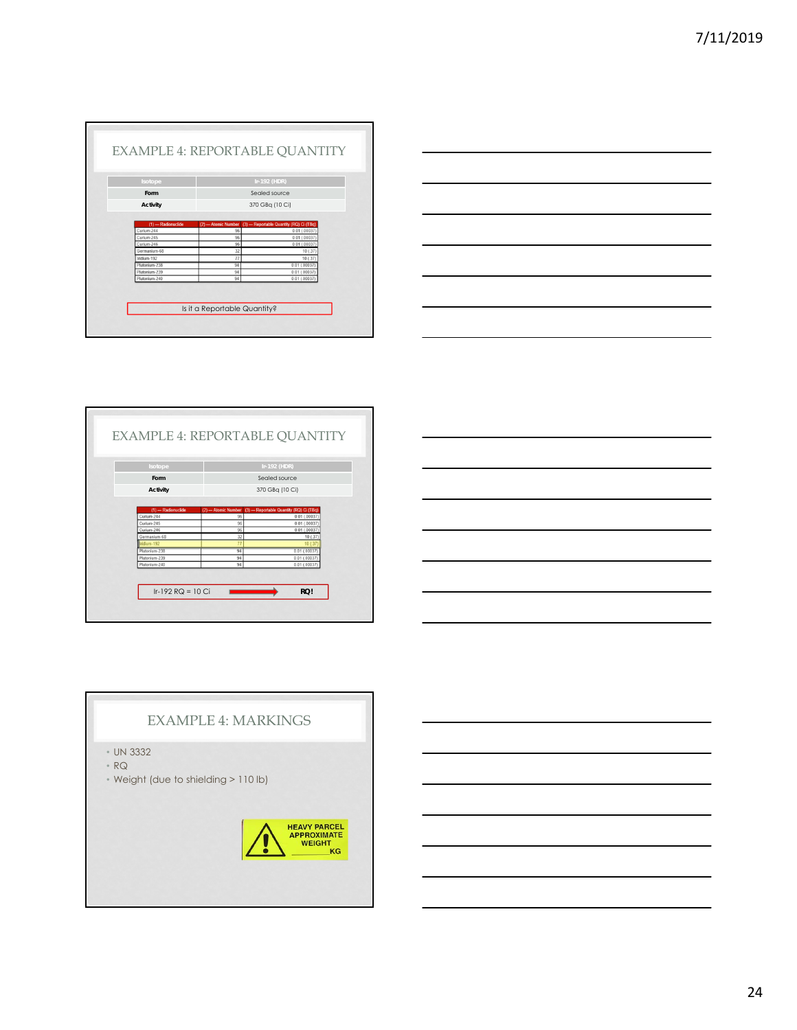## EXAMPLE 4: REPORTABLE QUANTITY

| Isotope | Ir-192 (HDR) |
|---|---|
| Form | Sealed source |
| Activity | 370 GBq (10 Ci) |

| (1) — Radionuclide | (2) — Atomic Number | (3) — Reportable Quantity (RQ) Ci (TBq) |
|---|---|---|
| Curium-244 | 96 | 0.01 (.00037) |
| Curium-245 | 96 | 0.01 (.00037) |
| Curium-246 | 96 | 0.01 (.00037) |
| Germanium-68 | 32 | 10 (.37) |
| Iridium-192 | 77 | 10 (.37) |
| Plutonium-238 | 94 | 0.01 (.00037) |
| Plutonium-239 | 94 | 0.01 (.00037) |
| Plutonium-240 | 94 | 0.01 (.00037) |

Is it a Reportable Quantity?

## EXAMPLE 4: REPORTABLE QUANTITY

| Isotope | Ir-192 (HDR) |
|---|---|
| Form | Sealed source |
| Activity | 370 GBq (10 Ci) |

| (1) — Radionuclide | (2) — Atomic Number | (3) — Reportable Quantity (RQ) Ci (TBq) |
|---|---|---|
| Curium-244 | 96 | 0.01 (.00037) |
| Curium-245 | 96 | 0.01 (.00037) |
| Curium-246 | 96 | 0.01 (.00037) |
| Germanium-68 | 32 | 10 (.37) |
| Iridium-192 | 77 | 10 (.37) |
| Plutonium-238 | 94 | 0.01 (.00037) |
| Plutonium-239 | 94 | 0.01 (.00037) |
| Plutonium-240 | 94 | 0.01 (.00037) |

Ir-192 RQ = 10 Ci → **RQ!**

## EXAMPLE 4: MARKINGS

- UN 3332
- RQ
- Weight (due to shielding > 110 lb)

HEAVY PARCEL
APPROXIMATE
WEIGHT
\_\_\_\_\_\_\_\_\_\_KG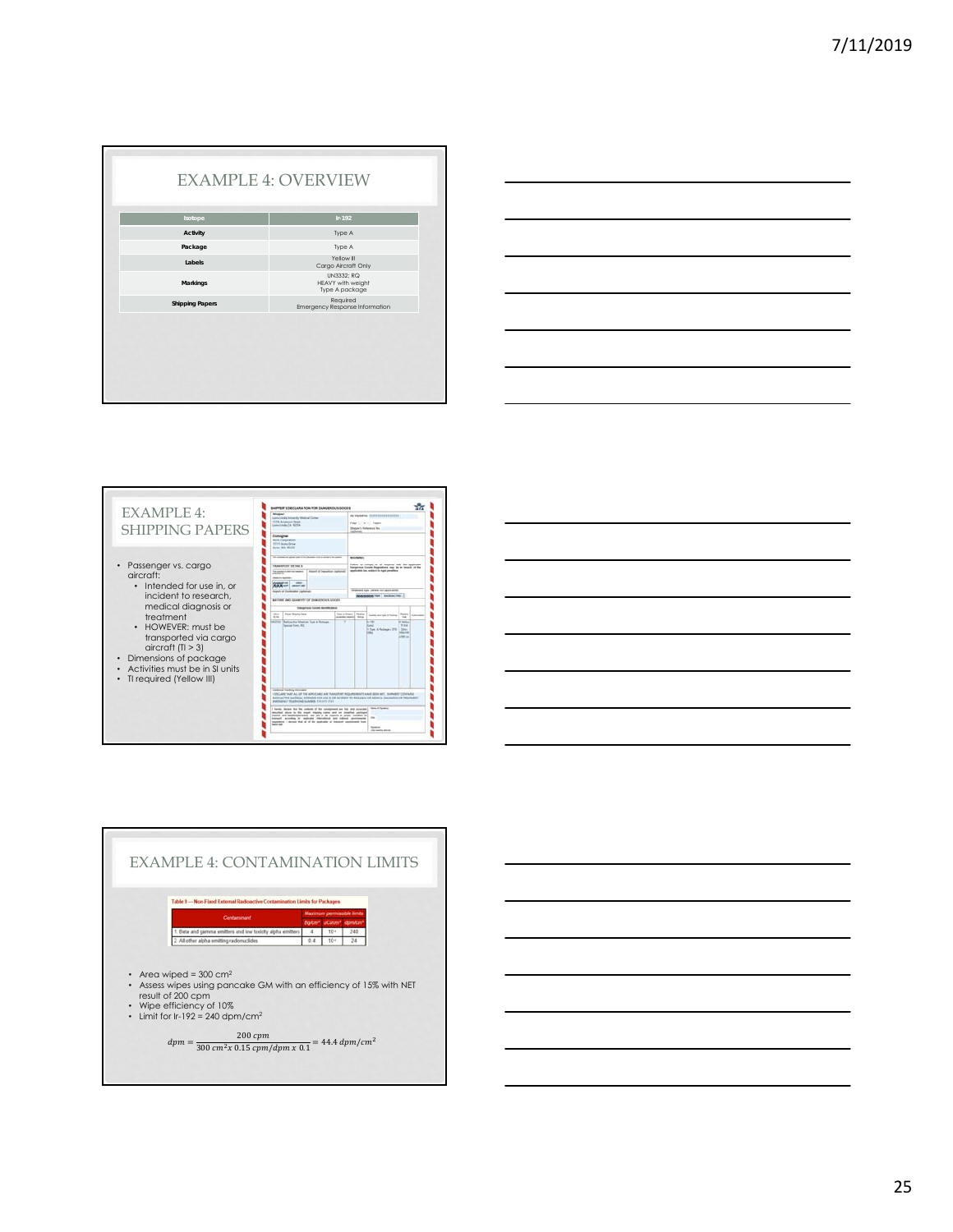## EXAMPLE 4: OVERVIEW

| Isotope | Ir-192 |
| --- | --- |
| Activity | Type A |
| Package | Type A |
| Labels | Yellow II<br>Cargo Aircraft Only |
| Markings | UN3332; RQ<br>HEAVY with weight<br>Type A package |
| Shipping Papers | Required<br>Emergency Response Information |

## EXAMPLE 4: SHIPPING PAPERS

- Passenger vs. cargo aircraft:
  - Intended for use in, or incident to research, medical diagnosis or treatment
  - HOWEVER: must be transported via cargo aircraft (TI > 3)
- Dimensions of package
- Activities must be in SI units
- TI required (Yellow III)

## EXAMPLE 4: CONTAMINATION LIMITS

Table 9 — Non-Fixed External Radioactive Contamination Limits for Packages

| Contaminant | Maximum permissible limits | | |
| --- | --- | --- | --- |
| | Bq/cm² | µCi/cm² | dpm/cm² |
| 1. Beta and gamma emitters and low toxicity alpha emitters | 4 | $10^{-4}$ | 240 |
| 2. All other alpha emitting radionuclides | 0.4 | $10^{-5}$ | 24 |

- Area wiped = 300 cm²
- Assess wipes using pancake GM with an efficiency of 15% with NET result of 200 cpm
- Wipe efficiency of 10%
- Limit for Ir-192 = 240 dpm/cm²

$$dpm = \frac{200\ cpm}{300\ cm^2 x\ 0.15\ cpm/dpm\ x\ 0.1} = 44.4\ dpm/cm^2$$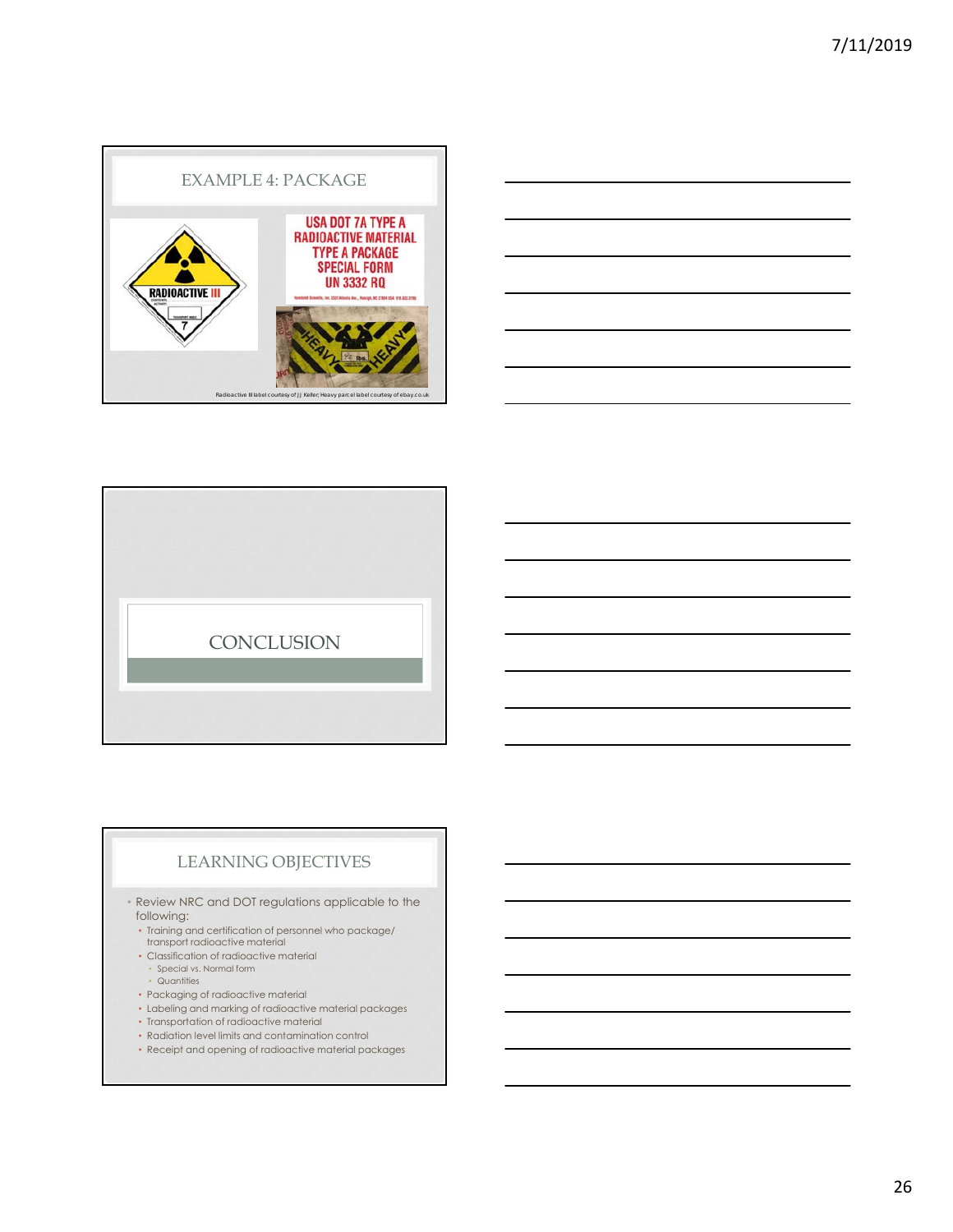## EXAMPLE 4: PACKAGE

RADIOACTIVE III

7

USA DOT 7A TYPE A
RADIOACTIVE MATERIAL
TYPE A PACKAGE
SPECIAL FORM
UN 3332 RQ

HEAVY HEAVY

Radioactive III label courtesy of JJ Keller; Heavy parcel label courtesy of ebay.co.uk

## CONCLUSION

## LEARNING OBJECTIVES

- Review NRC and DOT regulations applicable to the following:
  - Training and certification of personnel who package/ transport radioactive material
  - Classification of radioactive material
    - Special vs. Normal form
    - Quantities
  - Packaging of radioactive material
  - Labeling and marking of radioactive material packages
  - Transportation of radioactive material
  - Radiation level limits and contamination control
  - Receipt and opening of radioactive material packages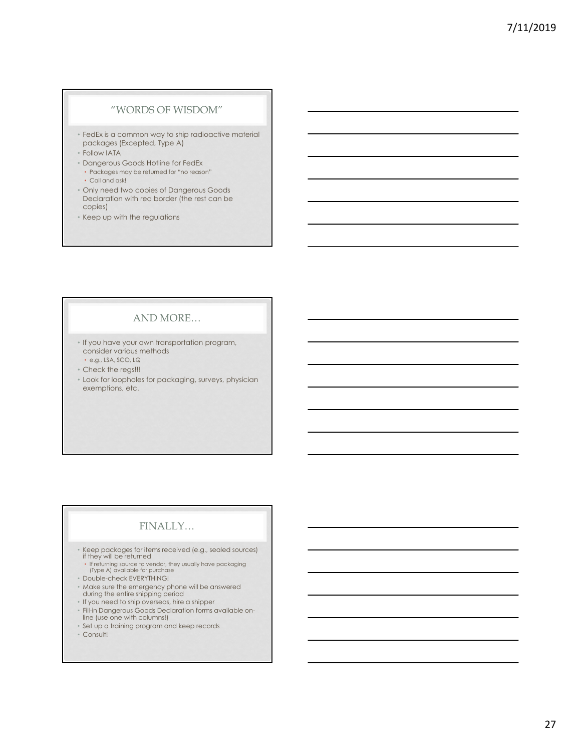## "WORDS OF WISDOM"

- FedEx is a common way to ship radioactive material packages (Excepted, Type A)
- Follow IATA
- Dangerous Goods Hotline for FedEx
  - Packages may be returned for "no reason"
  - Call and ask!
- Only need two copies of Dangerous Goods Declaration with red border (the rest can be copies)
- Keep up with the regulations

## AND MORE…

- If you have your own transportation program, consider various methods
  - e.g., LSA, SCO, LQ
- Check the regs!!!
- Look for loopholes for packaging, surveys, physician exemptions, etc.

## FINALLY…

- Keep packages for items received (e.g., sealed sources) if they will be returned
  - If returning source to vendor, they usually have packaging (Type A) available for purchase
- Double-check EVERYTHING!
- Make sure the emergency phone will be answered during the entire shipping period
- If you need to ship overseas, hire a shipper
- Fill-in Dangerous Goods Declaration forms available on-line (use one with columns!)
- Set up a training program and keep records
- Consult!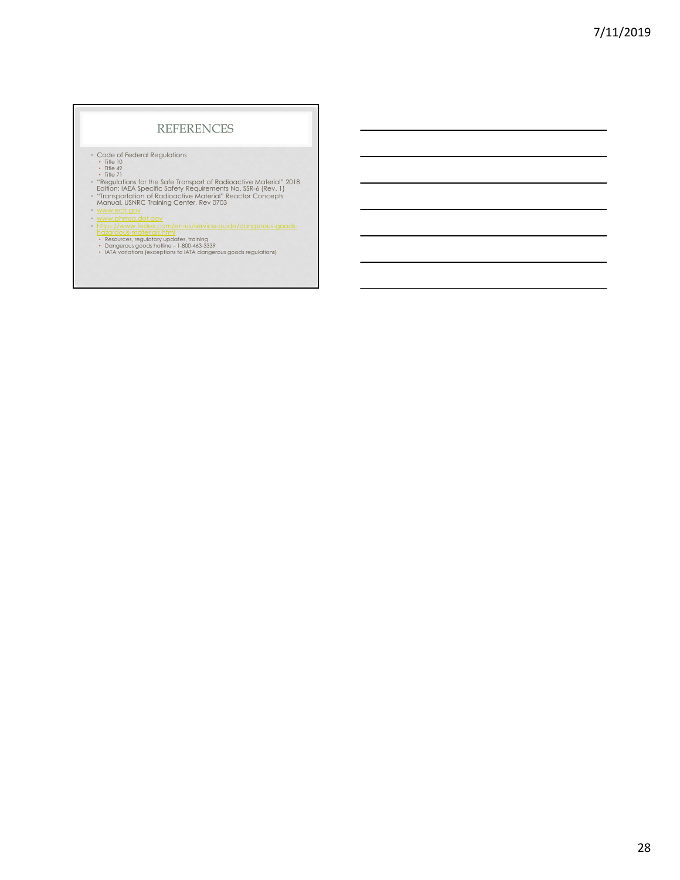# REFERENCES

- Code of Federal Regulations
  - Title 10
  - Title 49
  - Title 71
- "Regulations for the Safe Transport of Radioactive Material" 2018 Edition; IAEA Specific Safety Requirements No. SSR-6 (Rev. 1)
- "Transportation of Radioactive Material" Reactor Concepts Manual, USNRC Training Center, Rev 0703
- www.ecfr.gov
- www.phmsa.dot.gov
- https://www.fedex.com/en-us/service-guide/dangerous-goods-hazardous-materials.html
  - Resources, regulatory updates, training
  - Dangerous goods hotline – 1-800-463-3339
  - IATA variations (exceptions to IATA dangerous goods regulations)